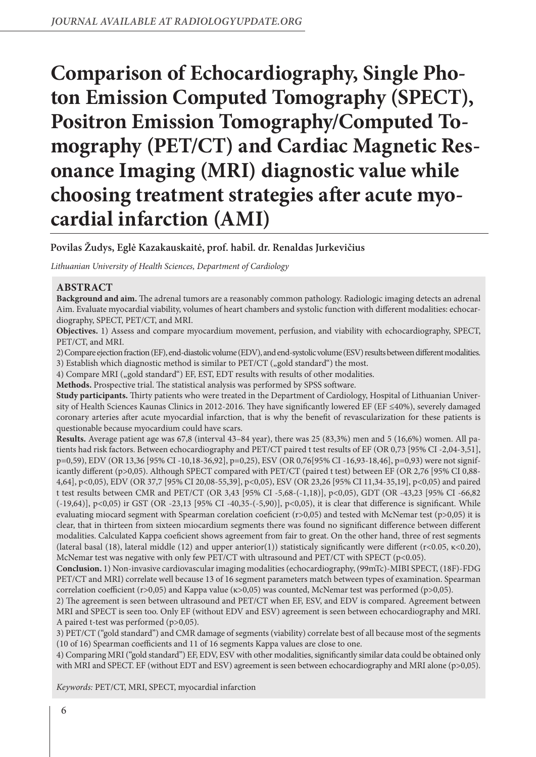# Comparison of Echocardiography, Single Photon Emission Computed Tomography (SPECT), Positron Emission Tomography/Computed Tomography (PET/CT) and Cardiac Magnetic Resonance Imaging (MRI) diagnostic value while choosing treatment strategies after acute myocardial infarction (AMI)

**Povilas Žudys, Eglė Kazakauskaitė, prof. habil. dr. Renaldas Jurkevičius**

*Lithuanian University of Health Sciences, Department of Cardiology*

## ABSTRACT

**Background and aim.** The adrenal tumors are a reasonably common pathology. Radiologic imaging detects an adrenal Aim. Evaluate myocardial viability, volumes of heart chambers and systolic function with different modalities: echocardiography, SPECT, PET/CT, and MRI.

**Objectives.** 1) Assess and compare myocardium movement, perfusion, and viability with echocardiography, SPECT, PET/CT, and MRI.

2) Compare ejection fraction (EF), end-diastolic volume (EDV), and end-systolic volume (ESV) results between different modalities.

3) Establish which diagnostic method is similar to PET/CT („gold standard") the most.

4) Compare MRI („gold standard") EF, EST, EDT results with results of other modalities.

**Methods.** Prospective trial. The statistical analysis was performed by SPSS software.

**Study participants.** Thirty patients who were treated in the Department of Cardiology, Hospital of Lithuanian University of Health Sciences Kaunas Clinics in 2012-2016. They have significantly lowered EF (EF ≤40%), severely damaged coronary arteries after acute myocardial infarction, that is why the benefit of revascularization for these patients is questionable because myocardium could have scars.

**Results.** Average patient age was 67,8 (interval 43–84 year), there was 25 (83,3%) men and 5 (16,6%) women. All patients had risk factors. Between echocardiography and PET/CT paired t test results of EF (OR 0,73 [95% CI -2,04-3,51], p=0,59), EDV (OR 13,36 [95% CI -10,18-36,92], p=0,25), ESV (OR 0,76[95% CI -16,93-18,46], p=0,93) were not significantly different (p>0,05). Although SPECT compared with PET/CT (paired t test) between EF (OR 2,76 [95% CI 0,88-4,64], p<0,05), EDV (OR 37,7 [95% CI 20,08-55,39], p<0,05), ESV (OR 23,26 [95% CI 11,34-35,19], p<0,05) and paired t test results between CMR and PET/CT (OR 3,43 [95% CI -5,68-(-1,18)], p<0,05), GDT (OR -43,23 [95% CI -66,82 (-19,64)], p<0,05) ir GST (OR -23,13 [95% CI -40,35-(-5,90)], p<0,05), it is clear that difference is significant. While evaluating miocard segment with Spearman corelation coeficient (r>0,05) and tested with McNemar test (p>0,05) it is clear, that in thirteen from sixteen miocardium segments there was found no significant difference between different modalities. Calculated Kappa coeficient shows agreement from fair to great. On the other hand, three of rest segments (lateral basal (18), lateral middle (12) and upper anterior(1)) statisticaly significantly were different (r<0.05, κ<0.20), McNemar test was negative with only few PET/CT with ultrasound and PET/CT with SPECT (p<0.05).

**Conclusion.** 1) Non-invasive cardiovascular imaging modalities (echocardiography, (99mTc)-MIBI SPECT, (18F)-FDG PET/CT and MRI) correlate well because 13 of 16 segment parameters match between types of examination. Spearman correlation coefficient (r>0,05) and Kappa value (κ>0,05) was counted, McNemar test was performed (p>0,05).

2) The agreement is seen between ultrasound and PET/CT when EF, ESV, and EDV is compared. Agreement between MRI and SPECT is seen too. Only EF (without EDV and ESV) agreement is seen between echocardiography and MRI. A paired t-test was performed (p>0,05).

3) PET/CT ("gold standard") and CMR damage of segments (viability) correlate best of all because most of the segments (10 of 16) Spearman coefficients and 11 of 16 segments Kappa values are close to one.

4) Comparing MRI ("gold standard") EF, EDV, ESV with other modalities, significantly similar data could be obtained only with MRI and SPECT. EF (without EDT and ESV) agreement is seen between echocardiography and MRI alone (p>0,05).

*Keywords:* PET/CT, MRI, SPECT, myocardial infarction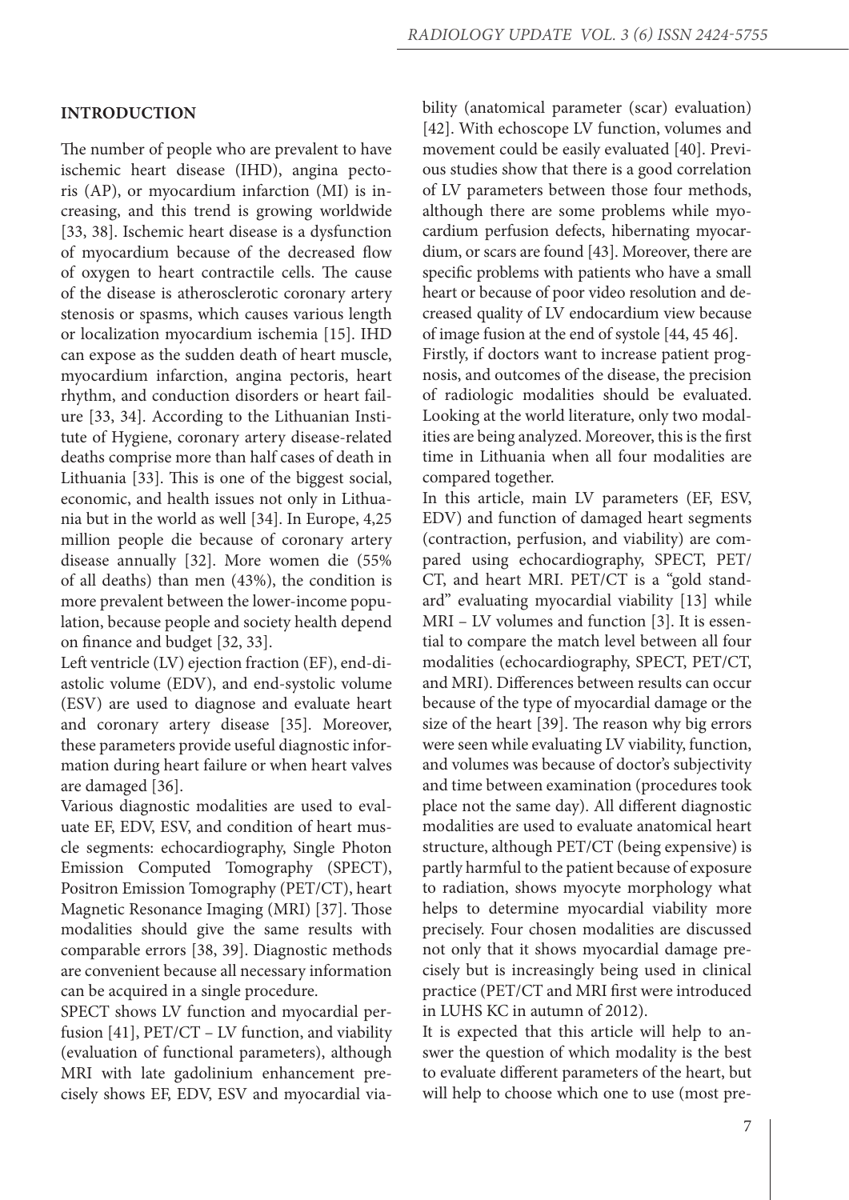## INTRODUCTION

The number of people who are prevalent to have ischemic heart disease (IHD), angina pectoris (AP), or myocardium infarction (MI) is increasing, and this trend is growing worldwide [33, 38]. Ischemic heart disease is a dysfunction of myocardium because of the decreased flow of oxygen to heart contractile cells. The cause of the disease is atherosclerotic coronary artery stenosis or spasms, which causes various length or localization myocardium ischemia [15]. IHD can expose as the sudden death of heart muscle, myocardium infarction, angina pectoris, heart rhythm, and conduction disorders or heart failure [33, 34]. According to the Lithuanian Institute of Hygiene, coronary artery disease-related deaths comprise more than half cases of death in Lithuania [33]. This is one of the biggest social, economic, and health issues not only in Lithuania but in the world as well [34]. In Europe, 4,25 million people die because of coronary artery disease annually [32]. More women die (55% of all deaths) than men (43%), the condition is more prevalent between the lower-income population, because people and society health depend on finance and budget [32, 33].

Left ventricle (LV) ejection fraction (EF), end-diastolic volume (EDV), and end-systolic volume (ESV) are used to diagnose and evaluate heart and coronary artery disease [35]. Moreover, these parameters provide useful diagnostic information during heart failure or when heart valves are damaged [36].

Various diagnostic modalities are used to evaluate EF, EDV, ESV, and condition of heart muscle segments: echocardiography, Single Photon Emission Computed Tomography (SPECT), Positron Emission Tomography (PET/CT), heart Magnetic Resonance Imaging (MRI) [37]. Those modalities should give the same results with comparable errors [38, 39]. Diagnostic methods are convenient because all necessary information can be acquired in a single procedure.

SPECT shows LV function and myocardial perfusion [41], PET/CT – LV function, and viability (evaluation of functional parameters), although MRI with late gadolinium enhancement precisely shows EF, EDV, ESV and myocardial viability (anatomical parameter (scar) evaluation) [42]. With echoscope LV function, volumes and movement could be easily evaluated [40]. Previous studies show that there is a good correlation of LV parameters between those four methods, although there are some problems while myocardium perfusion defects, hibernating myocardium, or scars are found [43]. Moreover, there are specific problems with patients who have a small heart or because of poor video resolution and decreased quality of LV endocardium view because of image fusion at the end of systole [44, 45 46].

Firstly, if doctors want to increase patient prognosis, and outcomes of the disease, the precision of radiologic modalities should be evaluated. Looking at the world literature, only two modalities are being analyzed. Moreover, this is the first time in Lithuania when all four modalities are compared together.

In this article, main LV parameters (EF, ESV, EDV) and function of damaged heart segments (contraction, perfusion, and viability) are compared using echocardiography, SPECT, PET/CT, and heart MRI. PET/CT is a "gold standard" evaluating myocardial viability [13] while MRI – LV volumes and function [3]. It is essential to compare the match level between all four modalities (echocardiography, SPECT, PET/CT, and MRI). Differences between results can occur because of the type of myocardial damage or the size of the heart [39]. The reason why big errors were seen while evaluating LV viability, function, and volumes was because of doctor's subjectivity and time between examination (procedures took place not the same day). All different diagnostic modalities are used to evaluate anatomical heart structure, although PET/CT (being expensive) is partly harmful to the patient because of exposure to radiation, shows myocyte morphology what helps to determine myocardial viability more precisely. Four chosen modalities are discussed not only that it shows myocardial damage precisely but is increasingly being used in clinical practice (PET/CT and MRI first were introduced in LUHS KC in autumn of 2012).

It is expected that this article will help to answer the question of which modality is the best to evaluate different parameters of the heart, but will help to choose which one to use (most pre-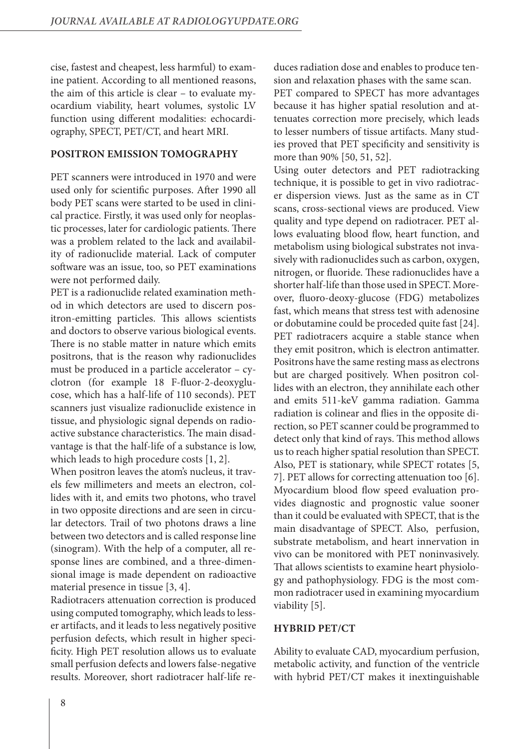cise, fastest and cheapest, less harmful) to examine patient. According to all mentioned reasons, the aim of this article is clear – to evaluate myocardium viability, heart volumes, systolic LV function using different modalities: echocardiography, SPECT, PET/CT, and heart MRI.

## POSITRON EMISSION TOMOGRAPHY

PET scanners were introduced in 1970 and were used only for scientific purposes. After 1990 all body PET scans were started to be used in clinical practice. Firstly, it was used only for neoplastic processes, later for cardiologic patients. There was a problem related to the lack and availability of radionuclide material. Lack of computer software was an issue, too, so PET examinations were not performed daily.

PET is a radionuclide related examination method in which detectors are used to discern positron-emitting particles. This allows scientists and doctors to observe various biological events. There is no stable matter in nature which emits positrons, that is the reason why radionuclides must be produced in a particle accelerator – cyclotron (for example 18 F-fluor-2-deoxyglucose, which has a half-life of 110 seconds). PET scanners just visualize radionuclide existence in tissue, and physiologic signal depends on radioactive substance characteristics. The main disadvantage is that the half-life of a substance is low, which leads to high procedure costs [1, 2].

When positron leaves the atom's nucleus, it travels few millimeters and meets an electron, collides with it, and emits two photons, who travel in two opposite directions and are seen in circular detectors. Trail of two photons draws a line between two detectors and is called response line (sinogram). With the help of a computer, all response lines are combined, and a three-dimensional image is made dependent on radioactive material presence in tissue [3, 4].

Radiotracers attenuation correction is produced using computed tomography, which leads to lesser artifacts, and it leads to less negatively positive perfusion defects, which result in higher specificity. High PET resolution allows us to evaluate small perfusion defects and lowers false-negative results. Moreover, short radiotracer half-life reduces radiation dose and enables to produce tension and relaxation phases with the same scan.

PET compared to SPECT has more advantages because it has higher spatial resolution and attenuates correction more precisely, which leads to lesser numbers of tissue artifacts. Many studies proved that PET specificity and sensitivity is more than 90% [50, 51, 52].

Using outer detectors and PET radiotracking technique, it is possible to get in vivo radiotracer dispersion views. Just as the same as in CT scans, cross-sectional views are produced. View quality and type depend on radiotracer. PET allows evaluating blood flow, heart function, and metabolism using biological substrates not invasively with radionuclides such as carbon, oxygen, nitrogen, or fluoride. These radionuclides have a shorter half-life than those used in SPECT. Moreover, fluoro-deoxy-glucose (FDG) metabolizes fast, which means that stress test with adenosine or dobutamine could be proceded quite fast [24].

PET radiotracers acquire a stable stance when they emit positron, which is electron antimatter. Positrons have the same resting mass as electrons but are charged positively. When positron collides with an electron, they annihilate each other and emits 511-keV gamma radiation. Gamma radiation is colinear and flies in the opposite direction, so PET scanner could be programmed to detect only that kind of rays. This method allows us to reach higher spatial resolution than SPECT. Also, PET is stationary, while SPECT rotates [5, 7]. PET allows for correcting attenuation too [6]. Myocardium blood flow speed evaluation provides diagnostic and prognostic value sooner than it could be evaluated with SPECT, that is the main disadvantage of SPECT. Also, perfusion, substrate metabolism, and heart innervation in vivo can be monitored with PET noninvasively. That allows scientists to examine heart physiology and pathophysiology. FDG is the most common radiotracer used in examining myocardium viability [5].

## HYBRID PET/CT

Ability to evaluate CAD, myocardium perfusion, metabolic activity, and function of the ventricle with hybrid PET/CT makes it inextinguishable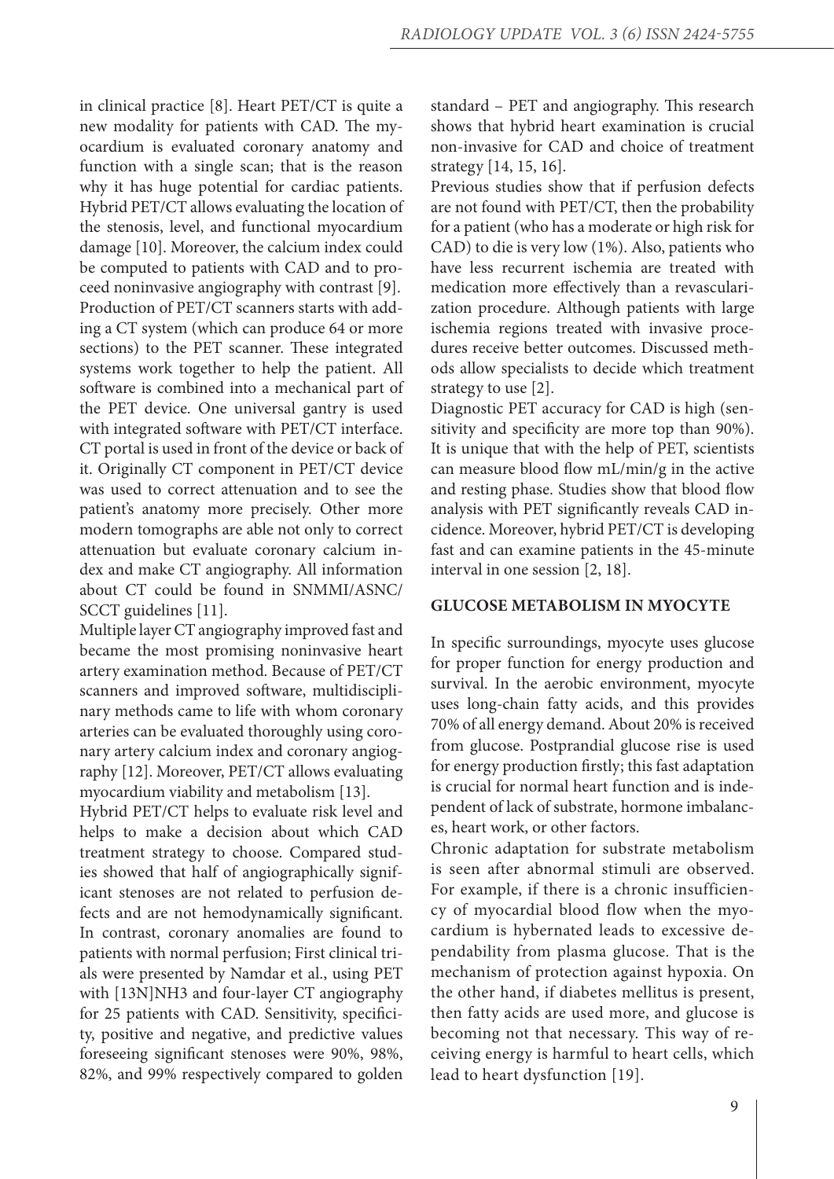in clinical practice [8]. Heart PET/CT is quite a new modality for patients with CAD. The myocardium is evaluated coronary anatomy and function with a single scan; that is the reason why it has huge potential for cardiac patients. Hybrid PET/CT allows evaluating the location of the stenosis, level, and functional myocardium damage [10]. Moreover, the calcium index could be computed to patients with CAD and to proceed noninvasive angiography with contrast [9].

Production of PET/CT scanners starts with adding a CT system (which can produce 64 or more sections) to the PET scanner. These integrated systems work together to help the patient. All software is combined into a mechanical part of the PET device. One universal gantry is used with integrated software with PET/CT interface. CT portal is used in front of the device or back of it. Originally CT component in PET/CT device was used to correct attenuation and to see the patient's anatomy more precisely. Other more modern tomographs are able not only to correct attenuation but evaluate coronary calcium index and make CT angiography. All information about CT could be found in SNMMI/ASNC/SCCT guidelines [11].

Multiple layer CT angiography improved fast and became the most promising noninvasive heart artery examination method. Because of PET/CT scanners and improved software, multidisciplinary methods came to life with whom coronary arteries can be evaluated thoroughly using coronary artery calcium index and coronary angiography [12]. Moreover, PET/CT allows evaluating myocardium viability and metabolism [13].

Hybrid PET/CT helps to evaluate risk level and helps to make a decision about which CAD treatment strategy to choose. Compared studies showed that half of angiographically significant stenoses are not related to perfusion defects and are not hemodynamically significant. In contrast, coronary anomalies are found to patients with normal perfusion; First clinical trials were presented by Namdar et al., using PET with [13N]NH3 and four-layer CT angiography for 25 patients with CAD. Sensitivity, specificity, positive and negative, and predictive values foreseeing significant stenoses were 90%, 98%, 82%, and 99% respectively compared to golden standard – PET and angiography. This research shows that hybrid heart examination is crucial non-invasive for CAD and choice of treatment strategy [14, 15, 16].

Previous studies show that if perfusion defects are not found with PET/CT, then the probability for a patient (who has a moderate or high risk for CAD) to die is very low (1%). Also, patients who have less recurrent ischemia are treated with medication more effectively than a revascularization procedure. Although patients with large ischemia regions treated with invasive procedures receive better outcomes. Discussed methods allow specialists to decide which treatment strategy to use [2].

Diagnostic PET accuracy for CAD is high (sensitivity and specificity are more top than 90%). It is unique that with the help of PET, scientists can measure blood flow mL/min/g in the active and resting phase. Studies show that blood flow analysis with PET significantly reveals CAD incidence. Moreover, hybrid PET/CT is developing fast and can examine patients in the 45-minute interval in one session [2, 18].

## GLUCOSE METABOLISM IN MYOCYTE

In specific surroundings, myocyte uses glucose for proper function for energy production and survival. In the aerobic environment, myocyte uses long-chain fatty acids, and this provides 70% of all energy demand. About 20% is received from glucose. Postprandial glucose rise is used for energy production firstly; this fast adaptation is crucial for normal heart function and is independent of lack of substrate, hormone imbalances, heart work, or other factors.

Chronic adaptation for substrate metabolism is seen after abnormal stimuli are observed. For example, if there is a chronic insufficiency of myocardial blood flow when the myocardium is hybernated leads to excessive dependability from plasma glucose. That is the mechanism of protection against hypoxia. On the other hand, if diabetes mellitus is present, then fatty acids are used more, and glucose is becoming not that necessary. This way of receiving energy is harmful to heart cells, which lead to heart dysfunction [19].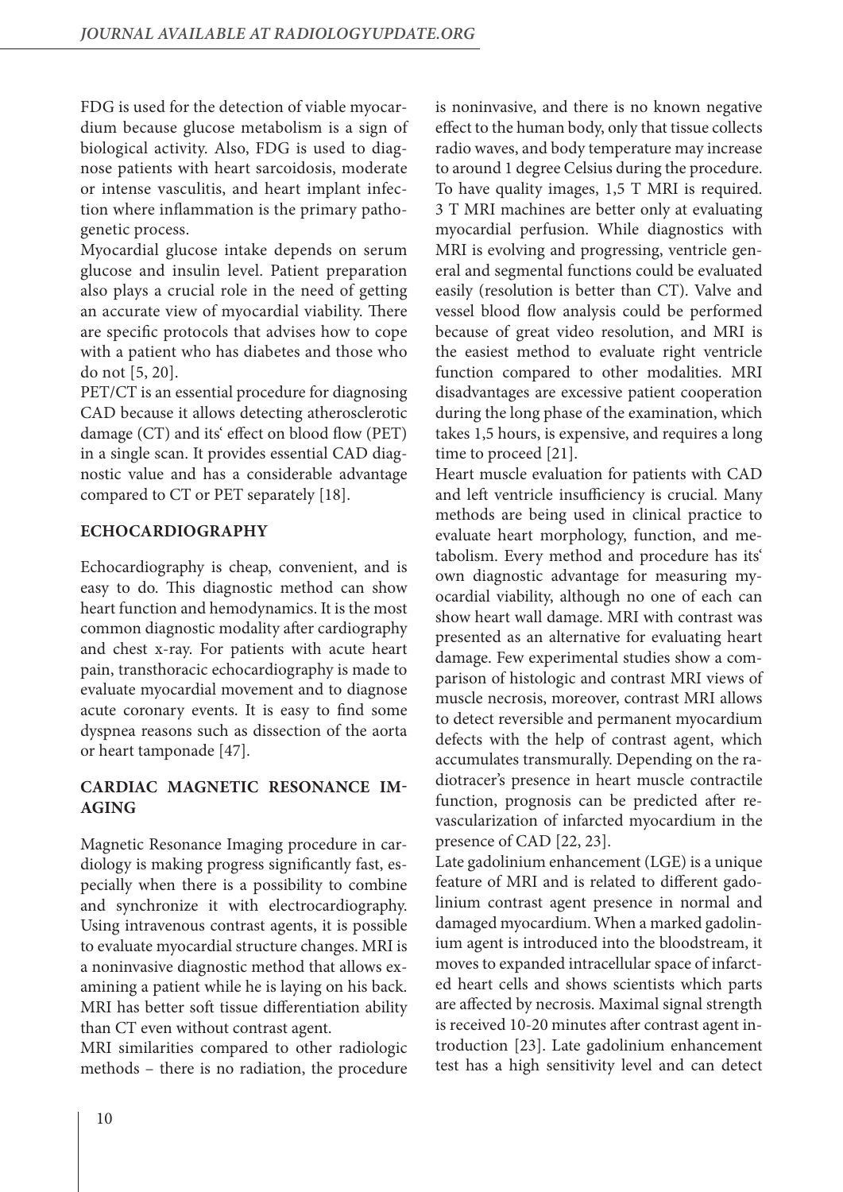FDG is used for the detection of viable myocardium because glucose metabolism is a sign of biological activity. Also, FDG is used to diagnose patients with heart sarcoidosis, moderate or intense vasculitis, and heart implant infection where inflammation is the primary pathogenetic process.

Myocardial glucose intake depends on serum glucose and insulin level. Patient preparation also plays a crucial role in the need of getting an accurate view of myocardial viability. There are specific protocols that advises how to cope with a patient who has diabetes and those who do not [5, 20].

PET/CT is an essential procedure for diagnosing CAD because it allows detecting atherosclerotic damage (CT) and its' effect on blood flow (PET) in a single scan. It provides essential CAD diagnostic value and has a considerable advantage compared to CT or PET separately [18].

## ECHOCARDIOGRAPHY

Echocardiography is cheap, convenient, and is easy to do. This diagnostic method can show heart function and hemodynamics. It is the most common diagnostic modality after cardiography and chest x-ray. For patients with acute heart pain, transthoracic echocardiography is made to evaluate myocardial movement and to diagnose acute coronary events. It is easy to find some dyspnea reasons such as dissection of the aorta or heart tamponade [47].

## CARDIAC MAGNETIC RESONANCE IMAGING

Magnetic Resonance Imaging procedure in cardiology is making progress significantly fast, especially when there is a possibility to combine and synchronize it with electrocardiography. Using intravenous contrast agents, it is possible to evaluate myocardial structure changes. MRI is a noninvasive diagnostic method that allows examining a patient while he is laying on his back. MRI has better soft tissue differentiation ability than CT even without contrast agent.

MRI similarities compared to other radiologic methods – there is no radiation, the procedure is noninvasive, and there is no known negative effect to the human body, only that tissue collects radio waves, and body temperature may increase to around 1 degree Celsius during the procedure. To have quality images, 1,5 T MRI is required. 3 T MRI machines are better only at evaluating myocardial perfusion. While diagnostics with MRI is evolving and progressing, ventricle general and segmental functions could be evaluated easily (resolution is better than CT). Valve and vessel blood flow analysis could be performed because of great video resolution, and MRI is the easiest method to evaluate right ventricle function compared to other modalities. MRI disadvantages are excessive patient cooperation during the long phase of the examination, which takes 1,5 hours, is expensive, and requires a long time to proceed [21].

Heart muscle evaluation for patients with CAD and left ventricle insufficiency is crucial. Many methods are being used in clinical practice to evaluate heart morphology, function, and metabolism. Every method and procedure has its' own diagnostic advantage for measuring myocardial viability, although no one of each can show heart wall damage. MRI with contrast was presented as an alternative for evaluating heart damage. Few experimental studies show a comparison of histologic and contrast MRI views of muscle necrosis, moreover, contrast MRI allows to detect reversible and permanent myocardium defects with the help of contrast agent, which accumulates transmurally. Depending on the radiotracer's presence in heart muscle contractile function, prognosis can be predicted after revascularization of infarcted myocardium in the presence of CAD [22, 23].

Late gadolinium enhancement (LGE) is a unique feature of MRI and is related to different gadolinium contrast agent presence in normal and damaged myocardium. When a marked gadolinium agent is introduced into the bloodstream, it moves to expanded intracellular space of infarcted heart cells and shows scientists which parts are affected by necrosis. Maximal signal strength is received 10-20 minutes after contrast agent introduction [23]. Late gadolinium enhancement test has a high sensitivity level and can detect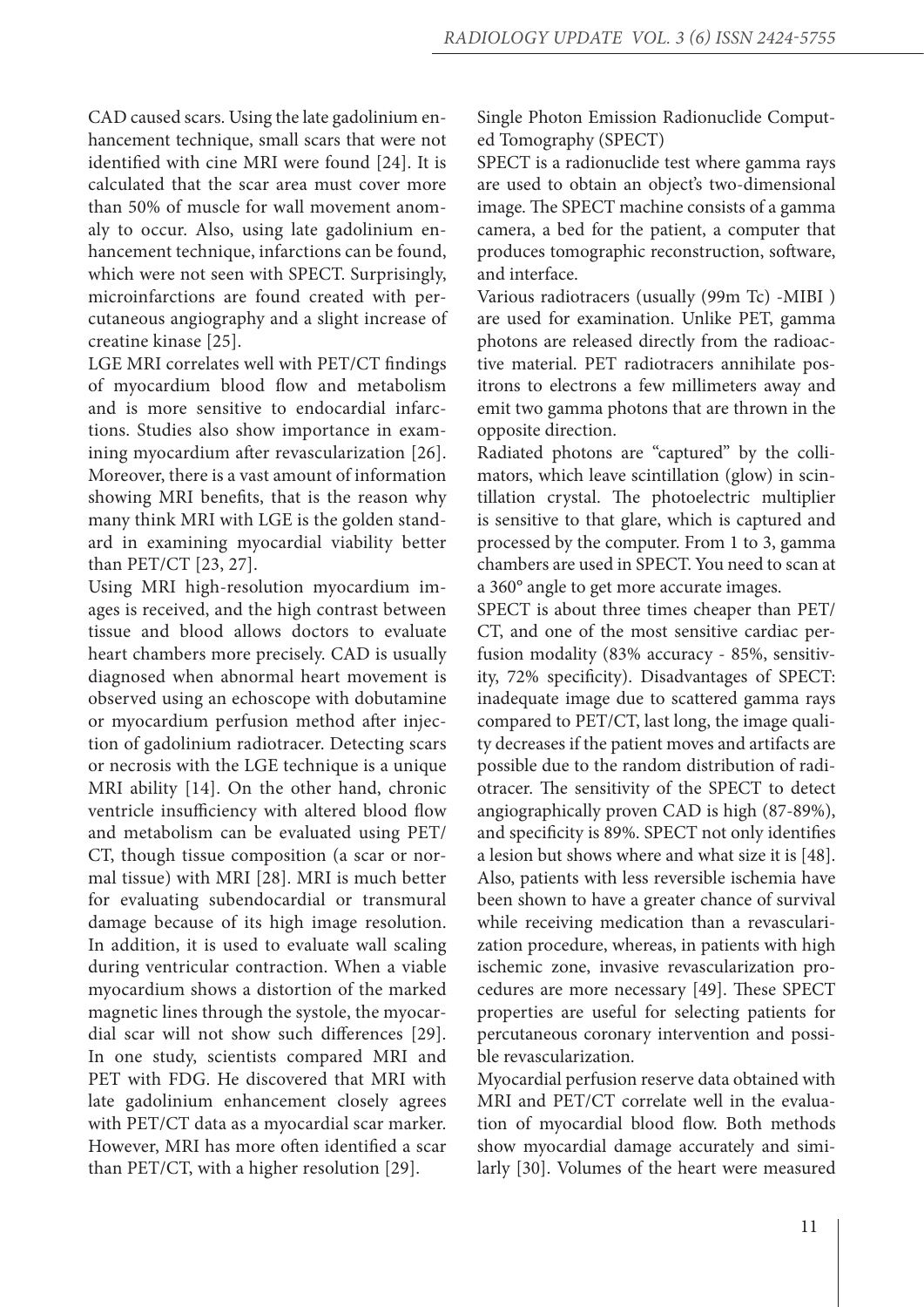CAD caused scars. Using the late gadolinium enhancement technique, small scars that were not identified with cine MRI were found [24]. It is calculated that the scar area must cover more than 50% of muscle for wall movement anomaly to occur. Also, using late gadolinium enhancement technique, infarctions can be found, which were not seen with SPECT. Surprisingly, microinfarctions are found created with percutaneous angiography and a slight increase of creatine kinase [25].

LGE MRI correlates well with PET/CT findings of myocardium blood flow and metabolism and is more sensitive to endocardial infarctions. Studies also show importance in examining myocardium after revascularization [26]. Moreover, there is a vast amount of information showing MRI benefits, that is the reason why many think MRI with LGE is the golden standard in examining myocardial viability better than PET/CT [23, 27].

Using MRI high-resolution myocardium images is received, and the high contrast between tissue and blood allows doctors to evaluate heart chambers more precisely. CAD is usually diagnosed when abnormal heart movement is observed using an echoscope with dobutamine or myocardium perfusion method after injection of gadolinium radiotracer. Detecting scars or necrosis with the LGE technique is a unique MRI ability [14]. On the other hand, chronic ventricle insufficiency with altered blood flow and metabolism can be evaluated using PET/CT, though tissue composition (a scar or normal tissue) with MRI [28]. MRI is much better for evaluating subendocardial or transmural damage because of its high image resolution. In addition, it is used to evaluate wall scaling during ventricular contraction. When a viable myocardium shows a distortion of the marked magnetic lines through the systole, the myocardial scar will not show such differences [29]. In one study, scientists compared MRI and PET with FDG. He discovered that MRI with late gadolinium enhancement closely agrees with PET/CT data as a myocardial scar marker. However, MRI has more often identified a scar than PET/CT, with a higher resolution [29].

Single Photon Emission Radionuclide Computed Tomography (SPECT)

SPECT is a radionuclide test where gamma rays are used to obtain an object's two-dimensional image. The SPECT machine consists of a gamma camera, a bed for the patient, a computer that produces tomographic reconstruction, software, and interface.

Various radiotracers (usually (99m Tc) -MIBI ) are used for examination. Unlike PET, gamma photons are released directly from the radioactive material. PET radiotracers annihilate positrons to electrons a few millimeters away and emit two gamma photons that are thrown in the opposite direction.

Radiated photons are "captured" by the collimators, which leave scintillation (glow) in scintillation crystal. The photoelectric multiplier is sensitive to that glare, which is captured and processed by the computer. From 1 to 3, gamma chambers are used in SPECT. You need to scan at a 360° angle to get more accurate images.

SPECT is about three times cheaper than PET/CT, and one of the most sensitive cardiac perfusion modality (83% accuracy - 85%, sensitivity, 72% specificity). Disadvantages of SPECT: inadequate image due to scattered gamma rays compared to PET/CT, last long, the image quality decreases if the patient moves and artifacts are possible due to the random distribution of radiotracer. The sensitivity of the SPECT to detect angiographically proven CAD is high (87-89%), and specificity is 89%. SPECT not only identifies a lesion but shows where and what size it is [48]. Also, patients with less reversible ischemia have been shown to have a greater chance of survival while receiving medication than a revascularization procedure, whereas, in patients with high ischemic zone, invasive revascularization procedures are more necessary [49]. These SPECT properties are useful for selecting patients for percutaneous coronary intervention and possible revascularization.

Myocardial perfusion reserve data obtained with MRI and PET/CT correlate well in the evaluation of myocardial blood flow. Both methods show myocardial damage accurately and similarly [30]. Volumes of the heart were measured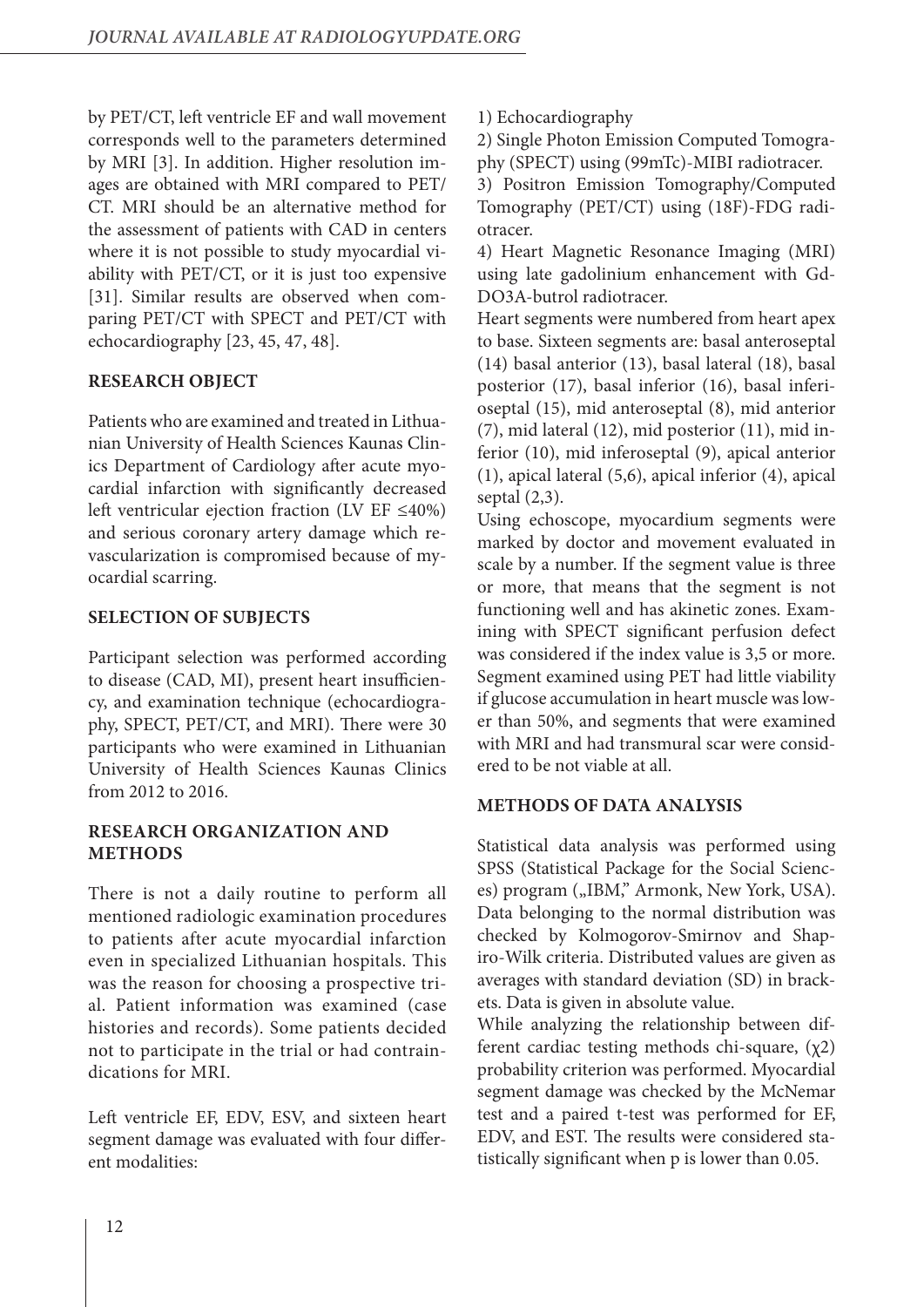by PET/CT, left ventricle EF and wall movement corresponds well to the parameters determined by MRI [3]. In addition. Higher resolution images are obtained with MRI compared to PET/CT. MRI should be an alternative method for the assessment of patients with CAD in centers where it is not possible to study myocardial viability with PET/CT, or it is just too expensive [31]. Similar results are observed when comparing PET/CT with SPECT and PET/CT with echocardiography [23, 45, 47, 48].

## RESEARCH OBJECT

Patients who are examined and treated in Lithuanian University of Health Sciences Kaunas Clinics Department of Cardiology after acute myocardial infarction with significantly decreased left ventricular ejection fraction (LV EF ≤40%) and serious coronary artery damage which revascularization is compromised because of myocardial scarring.

## SELECTION OF SUBJECTS

Participant selection was performed according to disease (CAD, MI), present heart insufficiency, and examination technique (echocardiography, SPECT, PET/CT, and MRI). There were 30 participants who were examined in Lithuanian University of Health Sciences Kaunas Clinics from 2012 to 2016.

## RESEARCH ORGANIZATION AND METHODS

There is not a daily routine to perform all mentioned radiologic examination procedures to patients after acute myocardial infarction even in specialized Lithuanian hospitals. This was the reason for choosing a prospective trial. Patient information was examined (case histories and records). Some patients decided not to participate in the trial or had contraindications for MRI.

Left ventricle EF, EDV, ESV, and sixteen heart segment damage was evaluated with four different modalities:

1) Echocardiography
2) Single Photon Emission Computed Tomography (SPECT) using (99mTc)-MIBI radiotracer.
3) Positron Emission Tomography/Computed Tomography (PET/CT) using (18F)-FDG radiotracer.
4) Heart Magnetic Resonance Imaging (MRI) using late gadolinium enhancement with Gd-DO3A-butrol radiotracer.

Heart segments were numbered from heart apex to base. Sixteen segments are: basal anteroseptal (14) basal anterior (13), basal lateral (18), basal posterior (17), basal inferior (16), basal inferioseptal (15), mid anteroseptal (8), mid anterior (7), mid lateral (12), mid posterior (11), mid inferior (10), mid inferoseptal (9), apical anterior (1), apical lateral (5,6), apical inferior (4), apical septal (2,3).

Using echoscope, myocardium segments were marked by doctor and movement evaluated in scale by a number. If the segment value is three or more, that means that the segment is not functioning well and has akinetic zones. Examining with SPECT significant perfusion defect was considered if the index value is 3,5 or more. Segment examined using PET had little viability if glucose accumulation in heart muscle was lower than 50%, and segments that were examined with MRI and had transmural scar were considered to be not viable at all.

## METHODS OF DATA ANALYSIS

Statistical data analysis was performed using SPSS (Statistical Package for the Social Sciences) program („IBM," Armonk, New York, USA). Data belonging to the normal distribution was checked by Kolmogorov-Smirnov and Shapiro-Wilk criteria. Distributed values are given as averages with standard deviation (SD) in brackets. Data is given in absolute value.

While analyzing the relationship between different cardiac testing methods chi-square, ($\chi 2$) probability criterion was performed. Myocardial segment damage was checked by the McNemar test and a paired t-test was performed for EF, EDV, and EST. The results were considered statistically significant when p is lower than 0.05.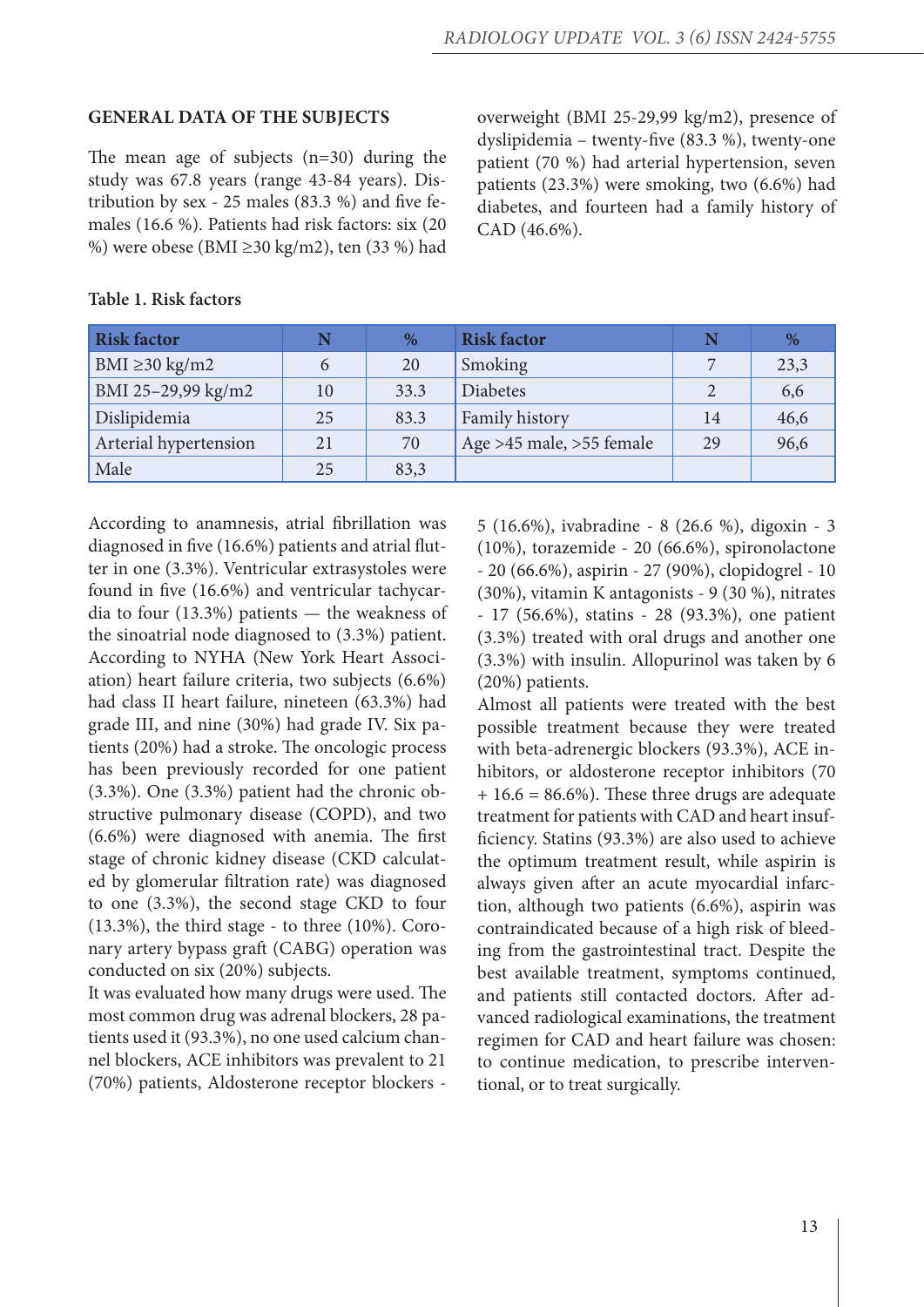## GENERAL DATA OF THE SUBJECTS

The mean age of subjects (n=30) during the study was 67.8 years (range 43-84 years). Distribution by sex - 25 males (83.3 %) and five females (16.6 %). Patients had risk factors: six (20 %) were obese (BMI ≥30 kg/m2), ten (33 %) had overweight (BMI 25-29,99 kg/m2), presence of dyslipidemia – twenty-five (83.3 %), twenty-one patient (70 %) had arterial hypertension, seven patients (23.3%) were smoking, two (6.6%) had diabetes, and fourteen had a family history of CAD (46.6%).

**Table 1. Risk factors**

| Risk factor | N | % | Risk factor | N | % |
|---|---|---|---|---|---|
| BMI ≥30 kg/m2 | 6 | 20 | Smoking | 7 | 23,3 |
| BMI 25–29,99 kg/m2 | 10 | 33.3 | Diabetes | 2 | 6,6 |
| Dislipidemia | 25 | 83.3 | Family history | 14 | 46,6 |
| Arterial hypertension | 21 | 70 | Age >45 male, >55 female | 29 | 96,6 |
| Male | 25 | 83,3 | | | |

According to anamnesis, atrial fibrillation was diagnosed in five (16.6%) patients and atrial flutter in one (3.3%). Ventricular extrasystoles were found in five (16.6%) and ventricular tachycardia to four (13.3%) patients — the weakness of the sinoatrial node diagnosed to (3.3%) patient. According to NYHA (New York Heart Association) heart failure criteria, two subjects (6.6%) had class II heart failure, nineteen (63.3%) had grade III, and nine (30%) had grade IV. Six patients (20%) had a stroke. The oncologic process has been previously recorded for one patient (3.3%). One (3.3%) patient had the chronic obstructive pulmonary disease (COPD), and two (6.6%) were diagnosed with anemia. The first stage of chronic kidney disease (CKD calculated by glomerular filtration rate) was diagnosed to one (3.3%), the second stage CKD to four (13.3%), the third stage - to three (10%). Coronary artery bypass graft (CABG) operation was conducted on six (20%) subjects.

It was evaluated how many drugs were used. The most common drug was adrenal blockers, 28 patients used it (93.3%), no one used calcium channel blockers, ACE inhibitors was prevalent to 21 (70%) patients, Aldosterone receptor blockers - 5 (16.6%), ivabradine - 8 (26.6 %), digoxin - 3 (10%), torazemide - 20 (66.6%), spironolactone - 20 (66.6%), aspirin - 27 (90%), clopidogrel - 10 (30%), vitamin K antagonists - 9 (30 %), nitrates - 17 (56.6%), statins - 28 (93.3%), one patient (3.3%) treated with oral drugs and another one (3.3%) with insulin. Allopurinol was taken by 6 (20%) patients.

Almost all patients were treated with the best possible treatment because they were treated with beta-adrenergic blockers (93.3%), ACE inhibitors, or aldosterone receptor inhibitors (70 + 16.6 = 86.6%). These three drugs are adequate treatment for patients with CAD and heart insufficiency. Statins (93.3%) are also used to achieve the optimum treatment result, while aspirin is always given after an acute myocardial infarction, although two patients (6.6%), aspirin was contraindicated because of a high risk of bleeding from the gastrointestinal tract. Despite the best available treatment, symptoms continued, and patients still contacted doctors. After advanced radiological examinations, the treatment regimen for CAD and heart failure was chosen: to continue medication, to prescribe interventional, or to treat surgically.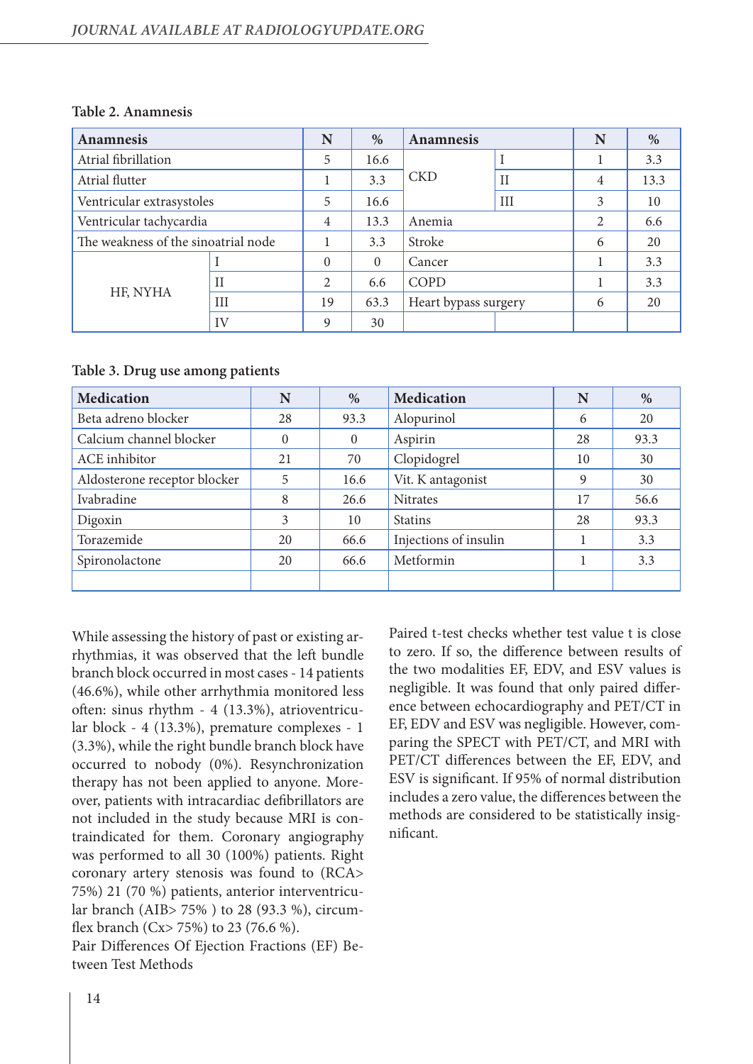Table 2. Anamnesis

| Anamnesis | | N | % | Anamnesis | | N | % |
|---|---|---|---|---|---|---|---|
| Atrial fibrillation | | 5 | 16.6 | CKD | I | 1 | 3.3 |
| Atrial flutter | | 1 | 3.3 | | II | 4 | 13.3 |
| Ventricular extrasystoles | | 5 | 16.6 | | III | 3 | 10 |
| Ventricular tachycardia | | 4 | 13.3 | Anemia | | 2 | 6.6 |
| The weakness of the sinoatrial node | | 1 | 3.3 | Stroke | | 6 | 20 |
| HF, NYHA | I | 0 | 0 | Cancer | | 1 | 3.3 |
| | II | 2 | 6.6 | COPD | | 1 | 3.3 |
| | III | 19 | 63.3 | Heart bypass surgery | | 6 | 20 |
| | IV | 9 | 30 | | | | |

Table 3. Drug use among patients

| Medication | N | % | Medication | N | % |
|---|---|---|---|---|---|
| Beta adreno blocker | 28 | 93.3 | Alopurinol | 6 | 20 |
| Calcium channel blocker | 0 | 0 | Aspirin | 28 | 93.3 |
| ACE inhibitor | 21 | 70 | Clopidogrel | 10 | 30 |
| Aldosterone receptor blocker | 5 | 16.6 | Vit. K antagonist | 9 | 30 |
| Ivabradine | 8 | 26.6 | Nitrates | 17 | 56.6 |
| Digoxin | 3 | 10 | Statins | 28 | 93.3 |
| Torazemide | 20 | 66.6 | Injections of insulin | 1 | 3.3 |
| Spironolactone | 20 | 66.6 | Metformin | 1 | 3.3 |
| | | | | | |

While assessing the history of past or existing arrhythmias, it was observed that the left bundle branch block occurred in most cases - 14 patients (46.6%), while other arrhythmia monitored less often: sinus rhythm - 4 (13.3%), atrioventricular block - 4 (13.3%), premature complexes - 1 (3.3%), while the right bundle branch block have occurred to nobody (0%). Resynchronization therapy has not been applied to anyone. Moreover, patients with intracardiac defibrillators are not included in the study because MRI is contraindicated for them. Coronary angiography was performed to all 30 (100%) patients. Right coronary artery stenosis was found to (RCA> 75%) 21 (70 %) patients, anterior interventricular branch (AIB> 75% ) to 28 (93.3 %), circumflex branch (Cx> 75%) to 23 (76.6 %).

Pair Differences Of Ejection Fractions (EF) Between Test Methods

Paired t-test checks whether test value t is close to zero. If so, the difference between results of the two modalities EF, EDV, and ESV values is negligible. It was found that only paired difference between echocardiography and PET/CT in EF, EDV and ESV was negligible. However, comparing the SPECT with PET/CT, and MRI with PET/CT differences between the EF, EDV, and ESV is significant. If 95% of normal distribution includes a zero value, the differences between the methods are considered to be statistically insignificant.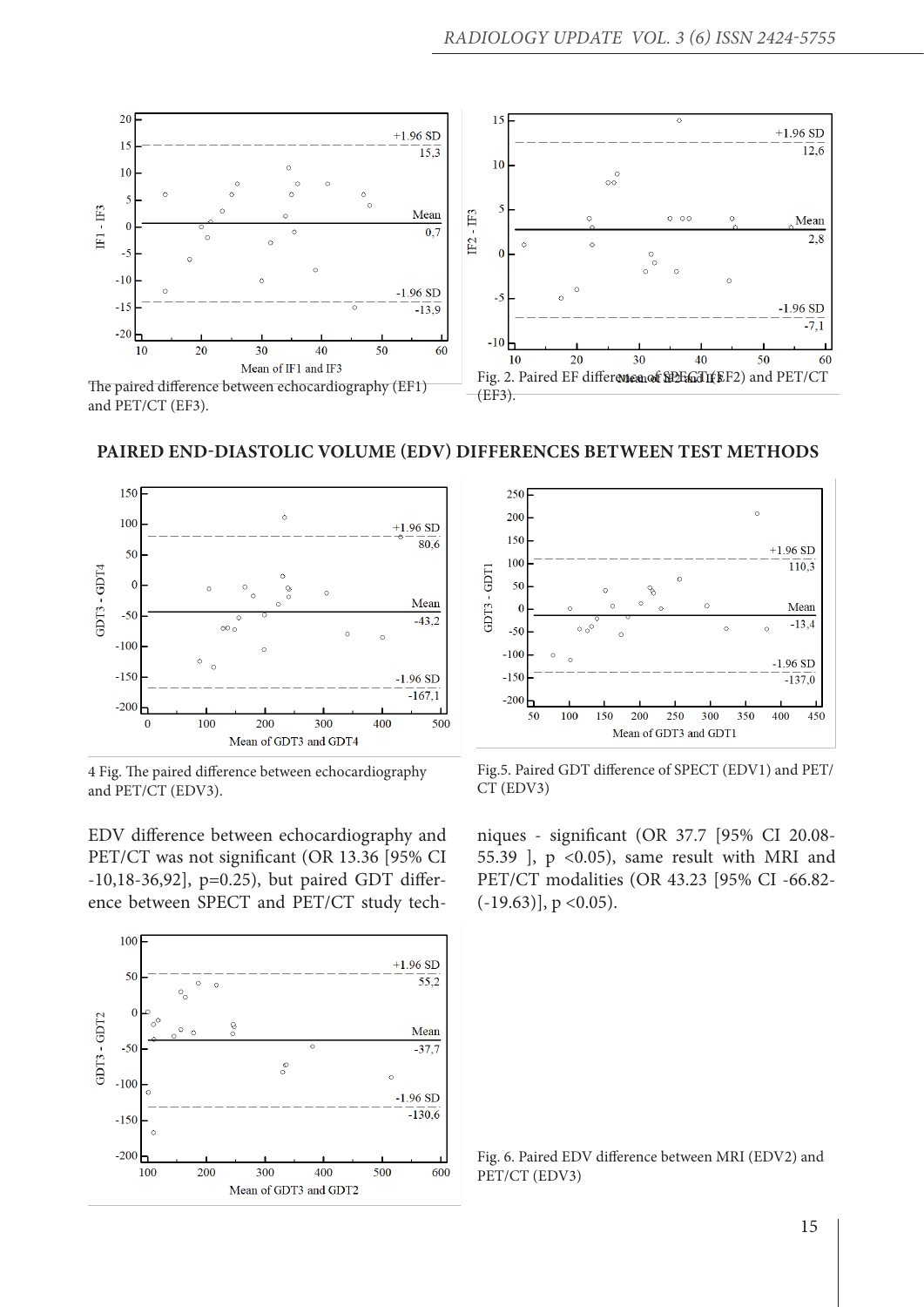The paired difference between echocardiography (EF1) and PET/CT (EF3).

Fig. 2. Paired EF difference of SPECT (EF2) and PET/CT (EF3).

## PAIRED END-DIASTOLIC VOLUME (EDV) DIFFERENCES BETWEEN TEST METHODS

4 Fig. The paired difference between echocardiography and PET/CT (EDV3).

Fig.5. Paired GDT difference of SPECT (EDV1) and PET/CT (EDV3)

EDV difference between echocardiography and PET/CT was not significant (OR 13.36 [95% CI -10,18-36,92], p=0.25), but paired GDT difference between SPECT and PET/CT study techniques - significant (OR 37.7 [95% CI 20.08-55.39 ], p <0.05), same result with MRI and PET/CT modalities (OR 43.23 [95% CI -66.82-(-19.63)], p <0.05).

Fig. 6. Paired EDV difference between MRI (EDV2) and PET/CT (EDV3)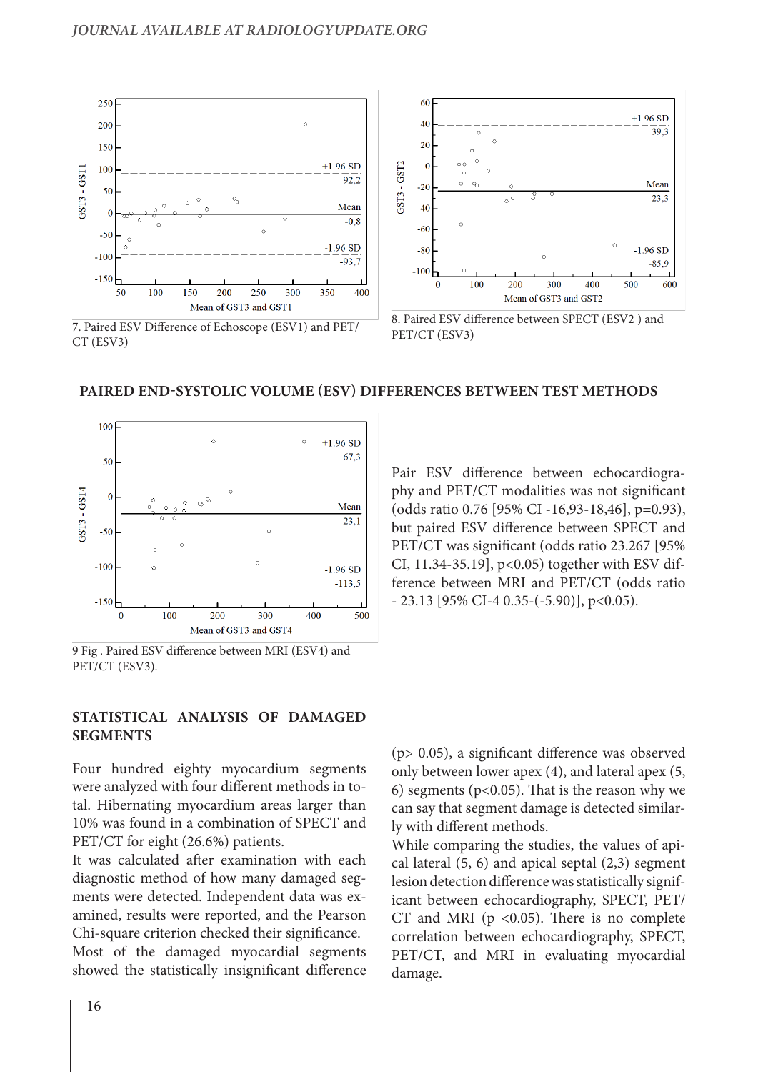7. Paired ESV Difference of Echoscope (ESV1) and PET/CT (ESV3)

8. Paired ESV difference between SPECT (ESV2 ) and PET/CT (ESV3)

## PAIRED END-SYSTOLIC VOLUME (ESV) DIFFERENCES BETWEEN TEST METHODS

9 Fig . Paired ESV difference between MRI (ESV4) and PET/CT (ESV3).

Pair ESV difference between echocardiography and PET/CT modalities was not significant (odds ratio 0.76 [95% CI -16,93-18,46], p=0.93), but paired ESV difference between SPECT and PET/CT was significant (odds ratio 23.267 [95% CI, 11.34-35.19], p<0.05) together with ESV difference between MRI and PET/CT (odds ratio - 23.13 [95% CI-4 0.35-(-5.90)], p<0.05).

## STATISTICAL ANALYSIS OF DAMAGED SEGMENTS

Four hundred eighty myocardium segments were analyzed with four different methods in total. Hibernating myocardium areas larger than 10% was found in a combination of SPECT and PET/CT for eight (26.6%) patients.

It was calculated after examination with each diagnostic method of how many damaged segments were detected. Independent data was examined, results were reported, and the Pearson Chi-square criterion checked their significance.

Most of the damaged myocardial segments showed the statistically insignificant difference (p> 0.05), a significant difference was observed only between lower apex (4), and lateral apex (5, 6) segments (p<0.05). That is the reason why we can say that segment damage is detected similarly with different methods.

While comparing the studies, the values of apical lateral (5, 6) and apical septal (2,3) segment lesion detection difference was statistically significant between echocardiography, SPECT, PET/CT and MRI (p <0.05). There is no complete correlation between echocardiography, SPECT, PET/CT, and MRI in evaluating myocardial damage.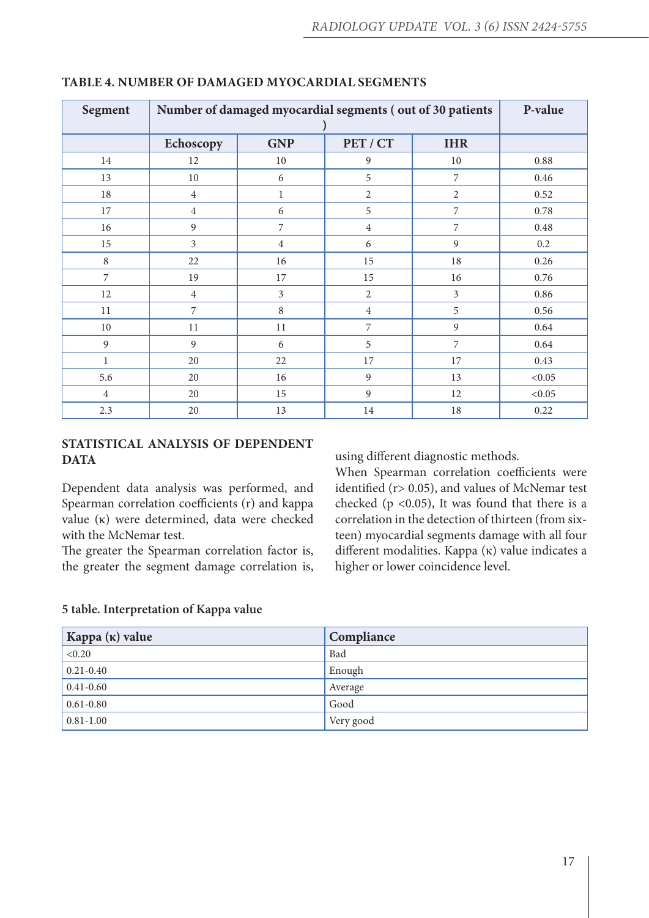**TABLE 4. NUMBER OF DAMAGED MYOCARDIAL SEGMENTS**

| Segment | Number of damaged myocardial segments ( out of 30 patients ) | | | | P-value |
|---|---|---|---|---|---|
| | Echoscopy | GNP | PET / CT | IHR | |
| 14 | 12 | 10 | 9 | 10 | 0.88 |
| 13 | 10 | 6 | 5 | 7 | 0.46 |
| 18 | 4 | 1 | 2 | 2 | 0.52 |
| 17 | 4 | 6 | 5 | 7 | 0.78 |
| 16 | 9 | 7 | 4 | 7 | 0.48 |
| 15 | 3 | 4 | 6 | 9 | 0.2 |
| 8 | 22 | 16 | 15 | 18 | 0.26 |
| 7 | 19 | 17 | 15 | 16 | 0.76 |
| 12 | 4 | 3 | 2 | 3 | 0.86 |
| 11 | 7 | 8 | 4 | 5 | 0.56 |
| 10 | 11 | 11 | 7 | 9 | 0.64 |
| 9 | 9 | 6 | 5 | 7 | 0.64 |
| 1 | 20 | 22 | 17 | 17 | 0.43 |
| 5.6 | 20 | 16 | 9 | 13 | <0.05 |
| 4 | 20 | 15 | 9 | 12 | <0.05 |
| 2.3 | 20 | 13 | 14 | 18 | 0.22 |

## STATISTICAL ANALYSIS OF DEPENDENT DATA

Dependent data analysis was performed, and Spearman correlation coefficients (r) and kappa value (κ) were determined, data were checked with the McNemar test.

The greater the Spearman correlation factor is, the greater the segment damage correlation is, using different diagnostic methods.

When Spearman correlation coefficients were identified (r> 0.05), and values of McNemar test checked (p <0.05), It was found that there is a correlation in the detection of thirteen (from sixteen) myocardial segments damage with all four different modalities. Kappa (κ) value indicates a higher or lower coincidence level.

**5 table. Interpretation of Kappa value**

| Kappa (κ) value | Compliance |
|---|---|
| <0.20 | Bad |
| 0.21-0.40 | Enough |
| 0.41-0.60 | Average |
| 0.61-0.80 | Good |
| 0.81-1.00 | Very good |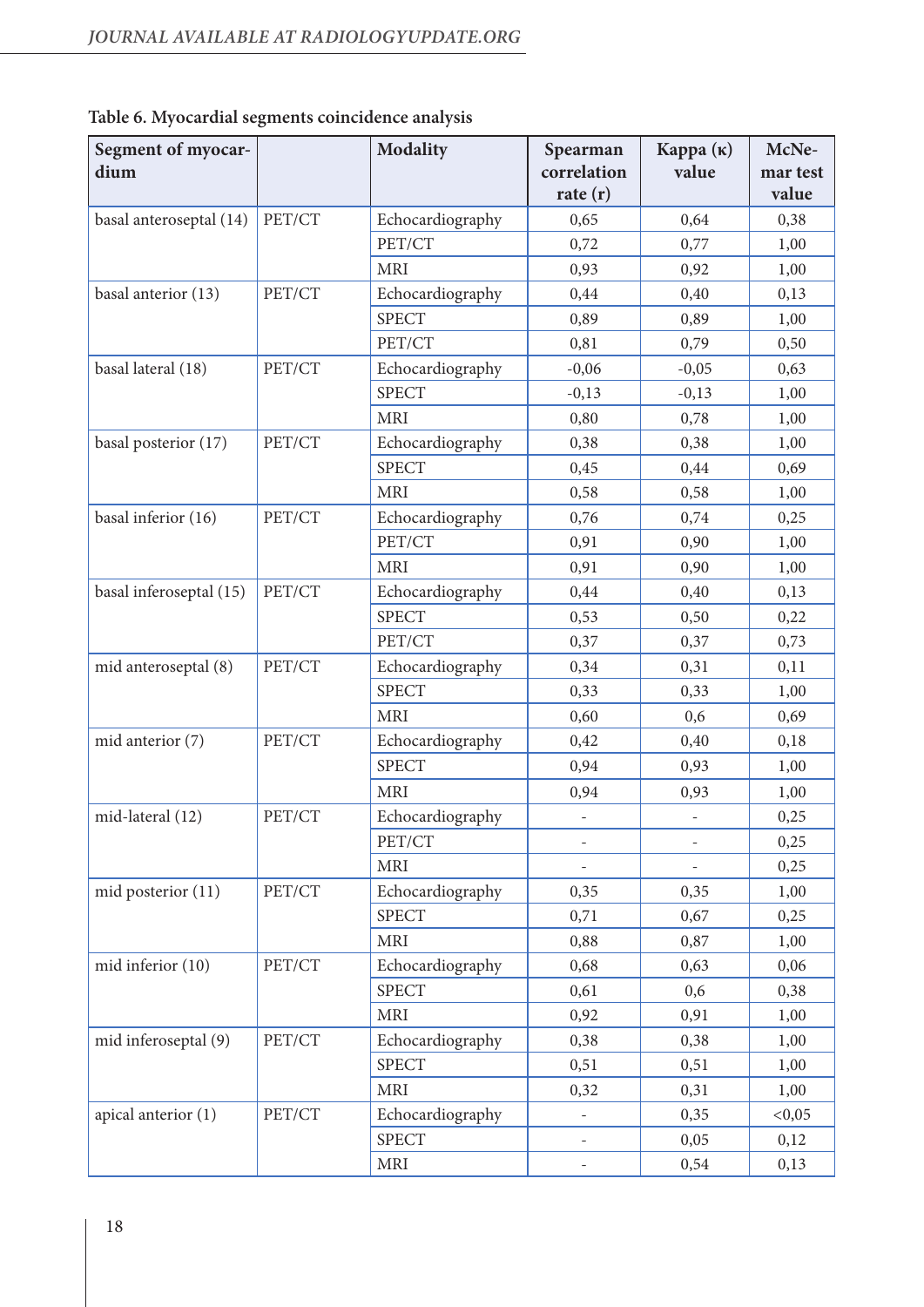**Table 6. Myocardial segments coincidence analysis**

| Segment of myocardium | | Modality | Spearman correlation rate (r) | Kappa (κ) value | McNemar test value |
|---|---|---|---|---|---|
| basal anteroseptal (14) | PET/CT | Echocardiography | 0,65 | 0,64 | 0,38 |
| | | PET/CT | 0,72 | 0,77 | 1,00 |
| | | MRI | 0,93 | 0,92 | 1,00 |
| basal anterior (13) | PET/CT | Echocardiography | 0,44 | 0,40 | 0,13 |
| | | SPECT | 0,89 | 0,89 | 1,00 |
| | | PET/CT | 0,81 | 0,79 | 0,50 |
| basal lateral (18) | PET/CT | Echocardiography | -0,06 | -0,05 | 0,63 |
| | | SPECT | -0,13 | -0,13 | 1,00 |
| | | MRI | 0,80 | 0,78 | 1,00 |
| basal posterior (17) | PET/CT | Echocardiography | 0,38 | 0,38 | 1,00 |
| | | SPECT | 0,45 | 0,44 | 0,69 |
| | | MRI | 0,58 | 0,58 | 1,00 |
| basal inferior (16) | PET/CT | Echocardiography | 0,76 | 0,74 | 0,25 |
| | | PET/CT | 0,91 | 0,90 | 1,00 |
| | | MRI | 0,91 | 0,90 | 1,00 |
| basal inferoseptal (15) | PET/CT | Echocardiography | 0,44 | 0,40 | 0,13 |
| | | SPECT | 0,53 | 0,50 | 0,22 |
| | | PET/CT | 0,37 | 0,37 | 0,73 |
| mid anteroseptal (8) | PET/CT | Echocardiography | 0,34 | 0,31 | 0,11 |
| | | SPECT | 0,33 | 0,33 | 1,00 |
| | | MRI | 0,60 | 0,6 | 0,69 |
| mid anterior (7) | PET/CT | Echocardiography | 0,42 | 0,40 | 0,18 |
| | | SPECT | 0,94 | 0,93 | 1,00 |
| | | MRI | 0,94 | 0,93 | 1,00 |
| mid-lateral (12) | PET/CT | Echocardiography | - | - | 0,25 |
| | | PET/CT | - | - | 0,25 |
| | | MRI | - | - | 0,25 |
| mid posterior (11) | PET/CT | Echocardiography | 0,35 | 0,35 | 1,00 |
| | | SPECT | 0,71 | 0,67 | 0,25 |
| | | MRI | 0,88 | 0,87 | 1,00 |
| mid inferior (10) | PET/CT | Echocardiography | 0,68 | 0,63 | 0,06 |
| | | SPECT | 0,61 | 0,6 | 0,38 |
| | | MRI | 0,92 | 0,91 | 1,00 |
| mid inferoseptal (9) | PET/CT | Echocardiography | 0,38 | 0,38 | 1,00 |
| | | SPECT | 0,51 | 0,51 | 1,00 |
| | | MRI | 0,32 | 0,31 | 1,00 |
| apical anterior (1) | PET/CT | Echocardiography | - | 0,35 | <0,05 |
| | | SPECT | - | 0,05 | 0,12 |
| | | MRI | - | 0,54 | 0,13 |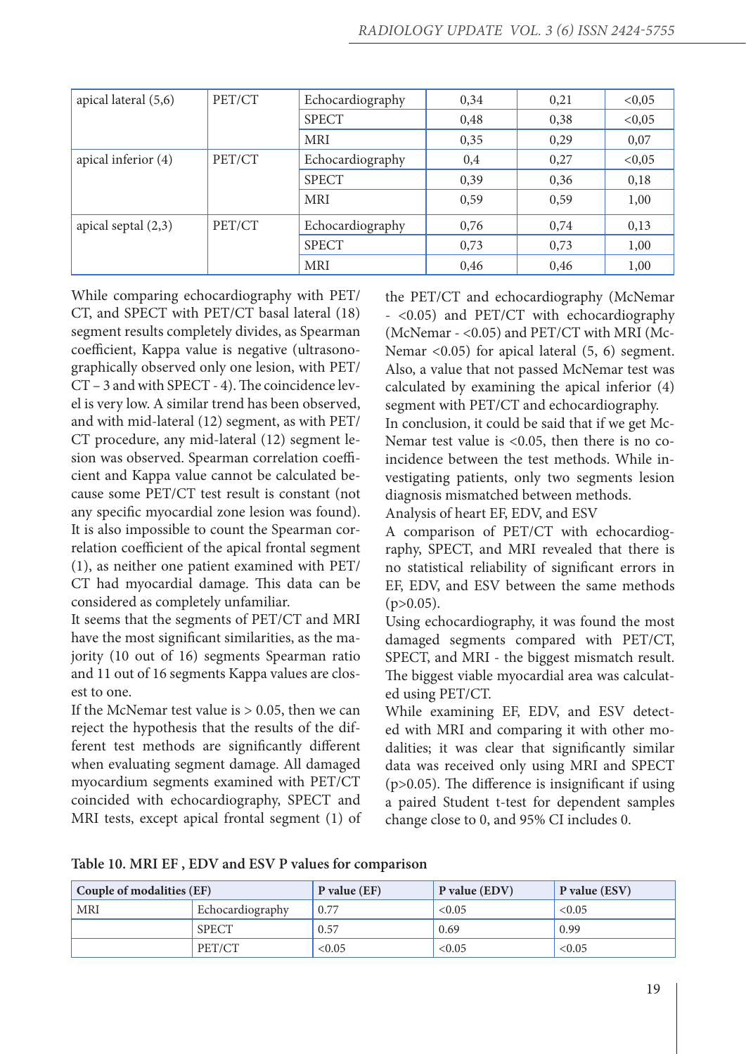| apical lateral (5,6) | PET/CT | Echocardiography | 0,34 | 0,21 | <0,05 |
|---|---|---|---|---|---|
| | | SPECT | 0,48 | 0,38 | <0,05 |
| | | MRI | 0,35 | 0,29 | 0,07 |
| apical inferior (4) | PET/CT | Echocardiography | 0,4 | 0,27 | <0,05 |
| | | SPECT | 0,39 | 0,36 | 0,18 |
| | | MRI | 0,59 | 0,59 | 1,00 |
| apical septal (2,3) | PET/CT | Echocardiography | 0,76 | 0,74 | 0,13 |
| | | SPECT | 0,73 | 0,73 | 1,00 |
| | | MRI | 0,46 | 0,46 | 1,00 |

While comparing echocardiography with PET/CT, and SPECT with PET/CT basal lateral (18) segment results completely divides, as Spearman coefficient, Kappa value is negative (ultrasonographically observed only one lesion, with PET/CT – 3 and with SPECT - 4). The coincidence level is very low. A similar trend has been observed, and with mid-lateral (12) segment, as with PET/CT procedure, any mid-lateral (12) segment lesion was observed. Spearman correlation coefficient and Kappa value cannot be calculated because some PET/CT test result is constant (not any specific myocardial zone lesion was found). It is also impossible to count the Spearman correlation coefficient of the apical frontal segment (1), as neither one patient examined with PET/CT had myocardial damage. This data can be considered as completely unfamiliar.

It seems that the segments of PET/CT and MRI have the most significant similarities, as the majority (10 out of 16) segments Spearman ratio and 11 out of 16 segments Kappa values are closest to one.

If the McNemar test value is > 0.05, then we can reject the hypothesis that the results of the different test methods are significantly different when evaluating segment damage. All damaged myocardium segments examined with PET/CT coincided with echocardiography, SPECT and MRI tests, except apical frontal segment (1) of the PET/CT and echocardiography (McNemar - <0.05) and PET/CT with echocardiography (McNemar - <0.05) and PET/CT with MRI (McNemar <0.05) for apical lateral (5, 6) segment. Also, a value that not passed McNemar test was calculated by examining the apical inferior (4) segment with PET/CT and echocardiography.

In conclusion, it could be said that if we get McNemar test value is <0.05, then there is no coincidence between the test methods. While investigating patients, only two segments lesion diagnosis mismatched between methods.

Analysis of heart EF, EDV, and ESV

A comparison of PET/CT with echocardiography, SPECT, and MRI revealed that there is no statistical reliability of significant errors in EF, EDV, and ESV between the same methods (p>0.05).

Using echocardiography, it was found the most damaged segments compared with PET/CT, SPECT, and MRI - the biggest mismatch result. The biggest viable myocardial area was calculated using PET/CT.

While examining EF, EDV, and ESV detected with MRI and comparing it with other modalities; it was clear that significantly similar data was received only using MRI and SPECT (p>0.05). The difference is insignificant if using a paired Student t-test for dependent samples change close to 0, and 95% CI includes 0.

**Table 10. MRI EF , EDV and ESV P values for comparison**

| Couple of modalities (EF) | | P value (EF) | P value (EDV) | P value (ESV) |
|---|---|---|---|---|
| MRI | Echocardiography | 0.77 | <0.05 | <0.05 |
| | SPECT | 0.57 | 0.69 | 0.99 |
| | PET/CT | <0.05 | <0.05 | <0.05 |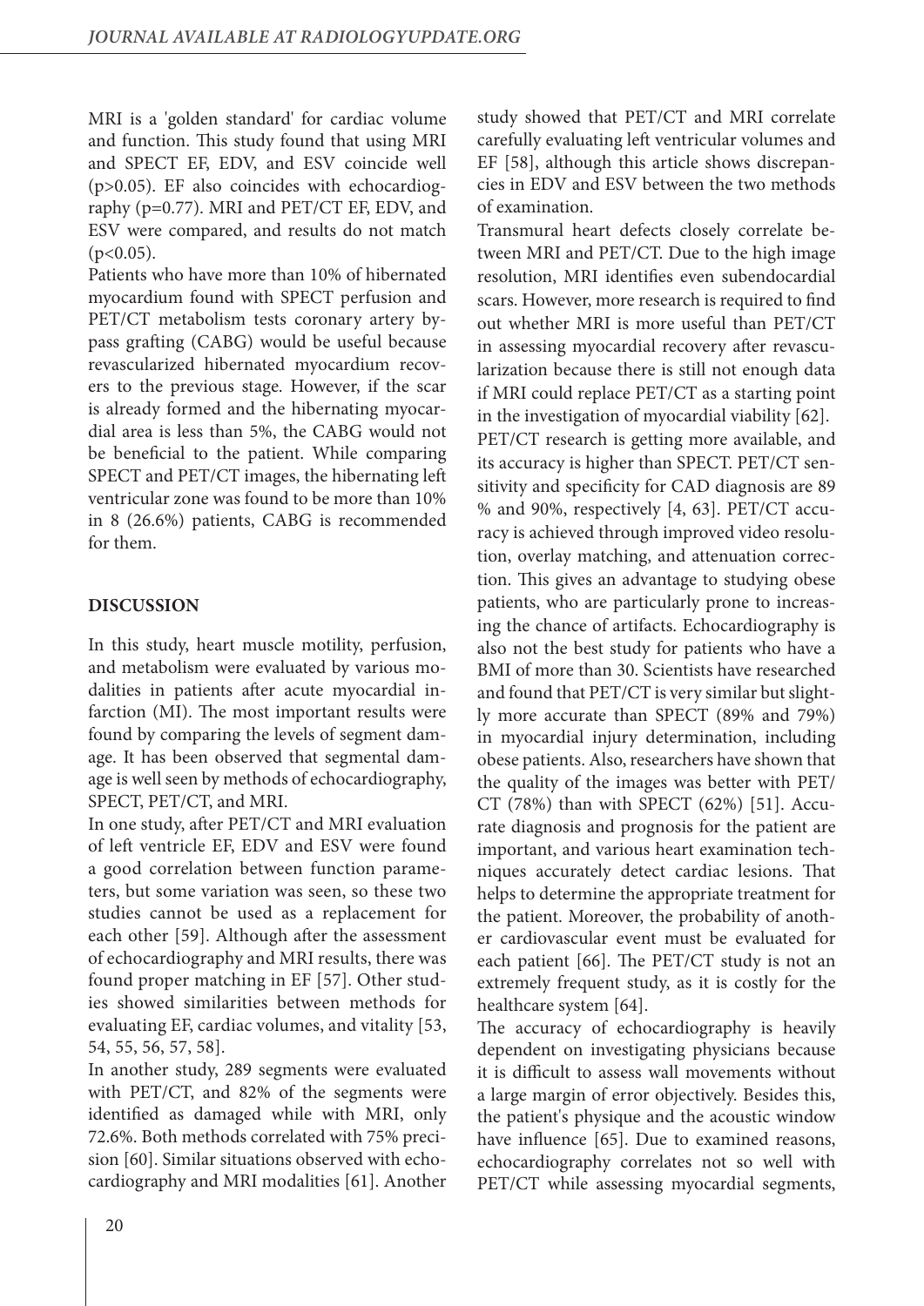MRI is a 'golden standard' for cardiac volume and function. This study found that using MRI and SPECT EF, EDV, and ESV coincide well ($p>0.05$). EF also coincides with echocardiography ($p=0.77$). MRI and PET/CT EF, EDV, and ESV were compared, and results do not match ($p<0.05$).

Patients who have more than 10% of hibernated myocardium found with SPECT perfusion and PET/CT metabolism tests coronary artery bypass grafting (CABG) would be useful because revascularized hibernated myocardium recovers to the previous stage. However, if the scar is already formed and the hibernating myocardial area is less than 5%, the CABG would not be beneficial to the patient. While comparing SPECT and PET/CT images, the hibernating left ventricular zone was found to be more than 10% in 8 (26.6%) patients, CABG is recommended for them.

## DISCUSSION

In this study, heart muscle motility, perfusion, and metabolism were evaluated by various modalities in patients after acute myocardial infarction (MI). The most important results were found by comparing the levels of segment damage. It has been observed that segmental damage is well seen by methods of echocardiography, SPECT, PET/CT, and MRI.

In one study, after PET/CT and MRI evaluation of left ventricle EF, EDV and ESV were found a good correlation between function parameters, but some variation was seen, so these two studies cannot be used as a replacement for each other [59]. Although after the assessment of echocardiography and MRI results, there was found proper matching in EF [57]. Other studies showed similarities between methods for evaluating EF, cardiac volumes, and vitality [53, 54, 55, 56, 57, 58].

In another study, 289 segments were evaluated with PET/CT, and 82% of the segments were identified as damaged while with MRI, only 72.6%. Both methods correlated with 75% precision [60]. Similar situations observed with echocardiography and MRI modalities [61]. Another study showed that PET/CT and MRI correlate carefully evaluating left ventricular volumes and EF [58], although this article shows discrepancies in EDV and ESV between the two methods of examination.

Transmural heart defects closely correlate between MRI and PET/CT. Due to the high image resolution, MRI identifies even subendocardial scars. However, more research is required to find out whether MRI is more useful than PET/CT in assessing myocardial recovery after revascularization because there is still not enough data if MRI could replace PET/CT as a starting point in the investigation of myocardial viability [62].

PET/CT research is getting more available, and its accuracy is higher than SPECT. PET/CT sensitivity and specificity for CAD diagnosis are 89 % and 90%, respectively [4, 63]. PET/CT accuracy is achieved through improved video resolution, overlay matching, and attenuation correction. This gives an advantage to studying obese patients, who are particularly prone to increasing the chance of artifacts. Echocardiography is also not the best study for patients who have a BMI of more than 30. Scientists have researched and found that PET/CT is very similar but slightly more accurate than SPECT (89% and 79%) in myocardial injury determination, including obese patients. Also, researchers have shown that the quality of the images was better with PET/CT (78%) than with SPECT (62%) [51]. Accurate diagnosis and prognosis for the patient are important, and various heart examination techniques accurately detect cardiac lesions. That helps to determine the appropriate treatment for the patient. Moreover, the probability of another cardiovascular event must be evaluated for each patient [66]. The PET/CT study is not an extremely frequent study, as it is costly for the healthcare system [64].

The accuracy of echocardiography is heavily dependent on investigating physicians because it is difficult to assess wall movements without a large margin of error objectively. Besides this, the patient's physique and the acoustic window have influence [65]. Due to examined reasons, echocardiography correlates not so well with PET/CT while assessing myocardial segments,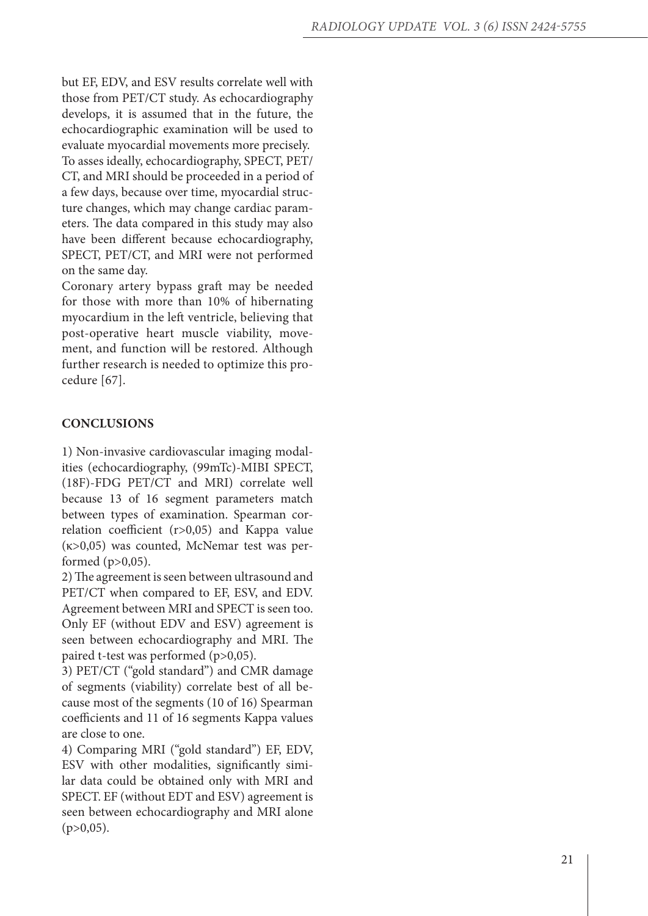but EF, EDV, and ESV results correlate well with those from PET/CT study. As echocardiography develops, it is assumed that in the future, the echocardiographic examination will be used to evaluate myocardial movements more precisely. To asses ideally, echocardiography, SPECT, PET/CT, and MRI should be proceeded in a period of a few days, because over time, myocardial structure changes, which may change cardiac parameters. The data compared in this study may also have been different because echocardiography, SPECT, PET/CT, and MRI were not performed on the same day.

Coronary artery bypass graft may be needed for those with more than 10% of hibernating myocardium in the left ventricle, believing that post-operative heart muscle viability, movement, and function will be restored. Although further research is needed to optimize this procedure [67].

## CONCLUSIONS

1) Non-invasive cardiovascular imaging modalities (echocardiography, (99mTc)-MIBI SPECT, (18F)-FDG PET/CT and MRI) correlate well because 13 of 16 segment parameters match between types of examination. Spearman correlation coefficient ($r>0,05$) and Kappa value ($\kappa>0,05$) was counted, McNemar test was performed ($p>0,05$).

2) The agreement is seen between ultrasound and PET/CT when compared to EF, ESV, and EDV. Agreement between MRI and SPECT is seen too. Only EF (without EDV and ESV) agreement is seen between echocardiography and MRI. The paired t-test was performed ($p>0,05$).

3) PET/CT ("gold standard") and CMR damage of segments (viability) correlate best of all because most of the segments (10 of 16) Spearman coefficients and 11 of 16 segments Kappa values are close to one.

4) Comparing MRI ("gold standard") EF, EDV, ESV with other modalities, significantly similar data could be obtained only with MRI and SPECT. EF (without EDT and ESV) agreement is seen between echocardiography and MRI alone ($p>0,05$).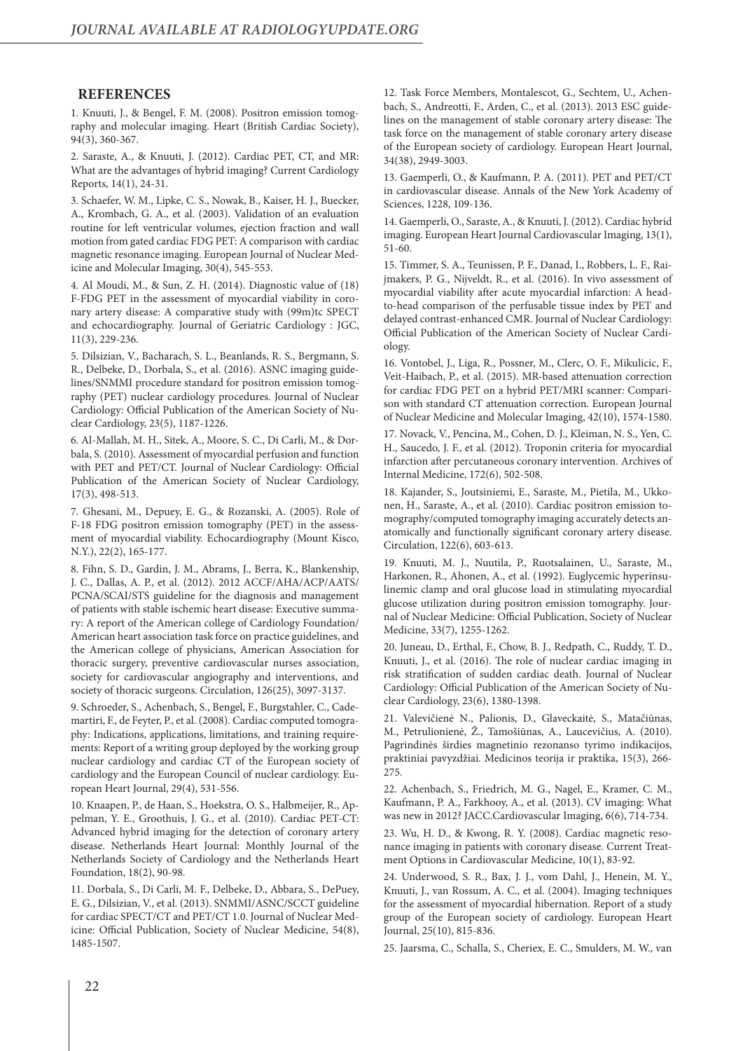## REFERENCES

1. Knuuti, J., & Bengel, F. M. (2008). Positron emission tomography and molecular imaging. Heart (British Cardiac Society), 94(3), 360-367.

2. Saraste, A., & Knuuti, J. (2012). Cardiac PET, CT, and MR: What are the advantages of hybrid imaging? Current Cardiology Reports, 14(1), 24-31.

3. Schaefer, W. M., Lipke, C. S., Nowak, B., Kaiser, H. J., Buecker, A., Krombach, G. A., et al. (2003). Validation of an evaluation routine for left ventricular volumes, ejection fraction and wall motion from gated cardiac FDG PET: A comparison with cardiac magnetic resonance imaging. European Journal of Nuclear Medicine and Molecular Imaging, 30(4), 545-553.

4. Al Moudi, M., & Sun, Z. H. (2014). Diagnostic value of (18) F-FDG PET in the assessment of myocardial viability in coronary artery disease: A comparative study with (99m)tc SPECT and echocardiography. Journal of Geriatric Cardiology : JGC, 11(3), 229-236.

5. Dilsizian, V., Bacharach, S. L., Beanlands, R. S., Bergmann, S. R., Delbeke, D., Dorbala, S., et al. (2016). ASNC imaging guidelines/SNMMI procedure standard for positron emission tomography (PET) nuclear cardiology procedures. Journal of Nuclear Cardiology: Official Publication of the American Society of Nuclear Cardiology, 23(5), 1187-1226.

6. Al-Mallah, M. H., Sitek, A., Moore, S. C., Di Carli, M., & Dorbala, S. (2010). Assessment of myocardial perfusion and function with PET and PET/CT. Journal of Nuclear Cardiology: Official Publication of the American Society of Nuclear Cardiology, 17(3), 498-513.

7. Ghesani, M., Depuey, E. G., & Rozanski, A. (2005). Role of F-18 FDG positron emission tomography (PET) in the assessment of myocardial viability. Echocardiography (Mount Kisco, N.Y.), 22(2), 165-177.

8. Fihn, S. D., Gardin, J. M., Abrams, J., Berra, K., Blankenship, J. C., Dallas, A. P., et al. (2012). 2012 ACCF/AHA/ACP/AATS/PCNA/SCAI/STS guideline for the diagnosis and management of patients with stable ischemic heart disease: Executive summary: A report of the American college of Cardiology Foundation/American heart association task force on practice guidelines, and the American college of physicians, American Association for thoracic surgery, preventive cardiovascular nurses association, society for cardiovascular angiography and interventions, and society of thoracic surgeons. Circulation, 126(25), 3097-3137.

9. Schroeder, S., Achenbach, S., Bengel, F., Burgstahler, C., Cademartiri, F., de Feyter, P., et al. (2008). Cardiac computed tomography: Indications, applications, limitations, and training requirements: Report of a writing group deployed by the working group nuclear cardiology and cardiac CT of the European society of cardiology and the European Council of nuclear cardiology. European Heart Journal, 29(4), 531-556.

10. Knaapen, P., de Haan, S., Hoekstra, O. S., Halbmeijer, R., Appelman, Y. E., Groothuis, J. G., et al. (2010). Cardiac PET-CT: Advanced hybrid imaging for the detection of coronary artery disease. Netherlands Heart Journal: Monthly Journal of the Netherlands Society of Cardiology and the Netherlands Heart Foundation, 18(2), 90-98.

11. Dorbala, S., Di Carli, M. F., Delbeke, D., Abbara, S., DePuey, E. G., Dilsizian, V., et al. (2013). SNMMI/ASNC/SCCT guideline for cardiac SPECT/CT and PET/CT 1.0. Journal of Nuclear Medicine: Official Publication, Society of Nuclear Medicine, 54(8), 1485-1507.

12. Task Force Members, Montalescot, G., Sechtem, U., Achenbach, S., Andreotti, F., Arden, C., et al. (2013). 2013 ESC guidelines on the management of stable coronary artery disease: The task force on the management of stable coronary artery disease of the European society of cardiology. European Heart Journal, 34(38), 2949-3003.

13. Gaemperli, O., & Kaufmann, P. A. (2011). PET and PET/CT in cardiovascular disease. Annals of the New York Academy of Sciences, 1228, 109-136.

14. Gaemperli, O., Saraste, A., & Knuuti, J. (2012). Cardiac hybrid imaging. European Heart Journal Cardiovascular Imaging, 13(1), 51-60.

15. Timmer, S. A., Teunissen, P. F., Danad, I., Robbers, L. F., Raijmakers, P. G., Nijveldt, R., et al. (2016). In vivo assessment of myocardial viability after acute myocardial infarction: A head-to-head comparison of the perfusable tissue index by PET and delayed contrast-enhanced CMR. Journal of Nuclear Cardiology: Official Publication of the American Society of Nuclear Cardiology.

16. Vontobel, J., Liga, R., Possner, M., Clerc, O. F., Mikulicic, F., Veit-Haibach, P., et al. (2015). MR-based attenuation correction for cardiac FDG PET on a hybrid PET/MRI scanner: Comparison with standard CT attenuation correction. European Journal of Nuclear Medicine and Molecular Imaging, 42(10), 1574-1580.

17. Novack, V., Pencina, M., Cohen, D. J., Kleiman, N. S., Yen, C. H., Saucedo, J. F., et al. (2012). Troponin criteria for myocardial infarction after percutaneous coronary intervention. Archives of Internal Medicine, 172(6), 502-508.

18. Kajander, S., Joutsiniemi, E., Saraste, M., Pietila, M., Ukkonen, H., Saraste, A., et al. (2010). Cardiac positron emission tomography/computed tomography imaging accurately detects anatomically and functionally significant coronary artery disease. Circulation, 122(6), 603-613.

19. Knuuti, M. J., Nuutila, P., Ruotsalainen, U., Saraste, M., Harkonen, R., Ahonen, A., et al. (1992). Euglycemic hyperinsulinemic clamp and oral glucose load in stimulating myocardial glucose utilization during positron emission tomography. Journal of Nuclear Medicine: Official Publication, Society of Nuclear Medicine, 33(7), 1255-1262.

20. Juneau, D., Erthal, F., Chow, B. J., Redpath, C., Ruddy, T. D., Knuuti, J., et al. (2016). The role of nuclear cardiac imaging in risk stratification of sudden cardiac death. Journal of Nuclear Cardiology: Official Publication of the American Society of Nuclear Cardiology, 23(6), 1380-1398.

21. Valevičienė N., Palionis, D., Glaveckaitė, S., Matačiūnas, M., Petrulionienė, Ž., Tamošiūnas, A., Laucevičius, A. (2010). Pagrindinės širdies magnetinio rezonanso tyrimo indikacijos, praktiniai pavyzdžiai. Medicinos teorija ir praktika, 15(3), 266-275.

22. Achenbach, S., Friedrich, M. G., Nagel, E., Kramer, C. M., Kaufmann, P. A., Farkhooy, A., et al. (2013). CV imaging: What was new in 2012? JACC.Cardiovascular Imaging, 6(6), 714-734.

23. Wu, H. D., & Kwong, R. Y. (2008). Cardiac magnetic resonance imaging in patients with coronary disease. Current Treatment Options in Cardiovascular Medicine, 10(1), 83-92.

24. Underwood, S. R., Bax, J. J., vom Dahl, J., Henein, M. Y., Knuuti, J., van Rossum, A. C., et al. (2004). Imaging techniques for the assessment of myocardial hibernation. Report of a study group of the European society of cardiology. European Heart Journal, 25(10), 815-836.

25. Jaarsma, C., Schalla, S., Cheriex, E. C., Smulders, M. W., van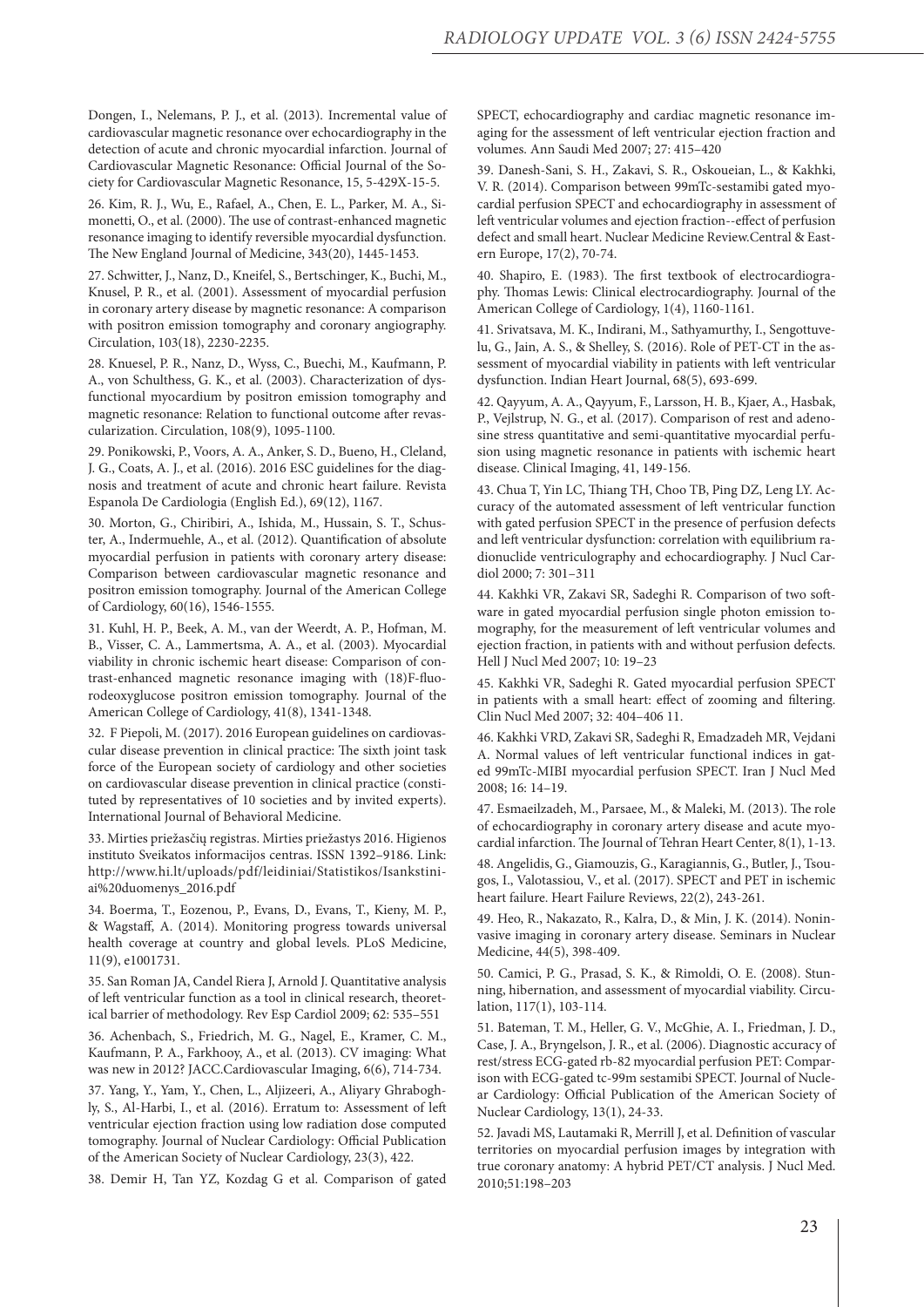Dongen, I., Nelemans, P. J., et al. (2013). Incremental value of cardiovascular magnetic resonance over echocardiography in the detection of acute and chronic myocardial infarction. Journal of Cardiovascular Magnetic Resonance: Official Journal of the Society for Cardiovascular Magnetic Resonance, 15, 5-429X-15-5.

26. Kim, R. J., Wu, E., Rafael, A., Chen, E. L., Parker, M. A., Simonetti, O., et al. (2000). The use of contrast-enhanced magnetic resonance imaging to identify reversible myocardial dysfunction. The New England Journal of Medicine, 343(20), 1445-1453.

27. Schwitter, J., Nanz, D., Kneifel, S., Bertschinger, K., Buchi, M., Knusel, P. R., et al. (2001). Assessment of myocardial perfusion in coronary artery disease by magnetic resonance: A comparison with positron emission tomography and coronary angiography. Circulation, 103(18), 2230-2235.

28. Knuesel, P. R., Nanz, D., Wyss, C., Buechi, M., Kaufmann, P. A., von Schulthess, G. K., et al. (2003). Characterization of dysfunctional myocardium by positron emission tomography and magnetic resonance: Relation to functional outcome after revascularization. Circulation, 108(9), 1095-1100.

29. Ponikowski, P., Voors, A. A., Anker, S. D., Bueno, H., Cleland, J. G., Coats, A. J., et al. (2016). 2016 ESC guidelines for the diagnosis and treatment of acute and chronic heart failure. Revista Espanola De Cardiologia (English Ed.), 69(12), 1167.

30. Morton, G., Chiribiri, A., Ishida, M., Hussain, S. T., Schuster, A., Indermuehle, A., et al. (2012). Quantification of absolute myocardial perfusion in patients with coronary artery disease: Comparison between cardiovascular magnetic resonance and positron emission tomography. Journal of the American College of Cardiology, 60(16), 1546-1555.

31. Kuhl, H. P., Beek, A. M., van der Weerdt, A. P., Hofman, M. B., Visser, C. A., Lammertsma, A. A., et al. (2003). Myocardial viability in chronic ischemic heart disease: Comparison of contrast-enhanced magnetic resonance imaging with (18)F-fluorodeoxyglucose positron emission tomography. Journal of the American College of Cardiology, 41(8), 1341-1348.

32. F Piepoli, M. (2017). 2016 European guidelines on cardiovascular disease prevention in clinical practice: The sixth joint task force of the European society of cardiology and other societies on cardiovascular disease prevention in clinical practice (constituted by representatives of 10 societies and by invited experts). International Journal of Behavioral Medicine.

33. Mirties priežasčių registras. Mirties priežastys 2016. Higienos instituto Sveikatos informacijos centras. ISSN 1392–9186. Link: http://www.hi.lt/uploads/pdf/leidiniai/Statistikos/Isankstiniai%20duomenys_2016.pdf

34. Boerma, T., Eozenou, P., Evans, D., Evans, T., Kieny, M. P., & Wagstaff, A. (2014). Monitoring progress towards universal health coverage at country and global levels. PLoS Medicine, 11(9), e1001731.

35. San Roman JA, Candel Riera J, Arnold J. Quantitative analysis of left ventricular function as a tool in clinical research, theoretical barrier of methodology. Rev Esp Cardiol 2009; 62: 535–551

36. Achenbach, S., Friedrich, M. G., Nagel, E., Kramer, C. M., Kaufmann, P. A., Farkhooy, A., et al. (2013). CV imaging: What was new in 2012? JACC.Cardiovascular Imaging, 6(6), 714-734.

37. Yang, Y., Yam, Y., Chen, L., Aljizeeri, A., Aliyary Ghraboghly, S., Al-Harbi, I., et al. (2016). Erratum to: Assessment of left ventricular ejection fraction using low radiation dose computed tomography. Journal of Nuclear Cardiology: Official Publication of the American Society of Nuclear Cardiology, 23(3), 422.

38. Demir H, Tan YZ, Kozdag G et al. Comparison of gated SPECT, echocardiography and cardiac magnetic resonance imaging for the assessment of left ventricular ejection fraction and volumes. Ann Saudi Med 2007; 27: 415–420

39. Danesh-Sani, S. H., Zakavi, S. R., Oskoueian, L., & Kakhki, V. R. (2014). Comparison between 99mTc-sestamibi gated myocardial perfusion SPECT and echocardiography in assessment of left ventricular volumes and ejection fraction--effect of perfusion defect and small heart. Nuclear Medicine Review.Central & Eastern Europe, 17(2), 70-74.

40. Shapiro, E. (1983). The first textbook of electrocardiography. Thomas Lewis: Clinical electrocardiography. Journal of the American College of Cardiology, 1(4), 1160-1161.

41. Srivatsava, M. K., Indirani, M., Sathyamurthy, I., Sengottuvelu, G., Jain, A. S., & Shelley, S. (2016). Role of PET-CT in the assessment of myocardial viability in patients with left ventricular dysfunction. Indian Heart Journal, 68(5), 693-699.

42. Qayyum, A. A., Qayyum, F., Larsson, H. B., Kjaer, A., Hasbak, P., Vejlstrup, N. G., et al. (2017). Comparison of rest and adenosine stress quantitative and semi-quantitative myocardial perfusion using magnetic resonance in patients with ischemic heart disease. Clinical Imaging, 41, 149-156.

43. Chua T, Yin LC, Thiang TH, Choo TB, Ping DZ, Leng LY. Accuracy of the automated assessment of left ventricular function with gated perfusion SPECT in the presence of perfusion defects and left ventricular dysfunction: correlation with equilibrium radionuclide ventriculography and echocardiography. J Nucl Cardiol 2000; 7: 301–311

44. Kakhki VR, Zakavi SR, Sadeghi R. Comparison of two software in gated myocardial perfusion single photon emission tomography, for the measurement of left ventricular volumes and ejection fraction, in patients with and without perfusion defects. Hell J Nucl Med 2007; 10: 19–23

45. Kakhki VR, Sadeghi R. Gated myocardial perfusion SPECT in patients with a small heart: effect of zooming and filtering. Clin Nucl Med 2007; 32: 404–406 11.

46. Kakhki VRD, Zakavi SR, Sadeghi R, Emadzadeh MR, Vejdani A. Normal values of left ventricular functional indices in gated 99mTc-MIBI myocardial perfusion SPECT. Iran J Nucl Med 2008; 16: 14–19.

47. Esmaeilzadeh, M., Parsaee, M., & Maleki, M. (2013). The role of echocardiography in coronary artery disease and acute myocardial infarction. The Journal of Tehran Heart Center, 8(1), 1-13.

48. Angelidis, G., Giamouzis, G., Karagiannis, G., Butler, J., Tsougos, I., Valotassiou, V., et al. (2017). SPECT and PET in ischemic heart failure. Heart Failure Reviews, 22(2), 243-261.

49. Heo, R., Nakazato, R., Kalra, D., & Min, J. K. (2014). Noninvasive imaging in coronary artery disease. Seminars in Nuclear Medicine, 44(5), 398-409.

50. Camici, P. G., Prasad, S. K., & Rimoldi, O. E. (2008). Stunning, hibernation, and assessment of myocardial viability. Circulation, 117(1), 103-114.

51. Bateman, T. M., Heller, G. V., McGhie, A. I., Friedman, J. D., Case, J. A., Bryngelson, J. R., et al. (2006). Diagnostic accuracy of rest/stress ECG-gated rb-82 myocardial perfusion PET: Comparison with ECG-gated tc-99m sestamibi SPECT. Journal of Nuclear Cardiology: Official Publication of the American Society of Nuclear Cardiology, 13(1), 24-33.

52. Javadi MS, Lautamaki R, Merrill J, et al. Definition of vascular territories on myocardial perfusion images by integration with true coronary anatomy: A hybrid PET/CT analysis. J Nucl Med. 2010;51:198–203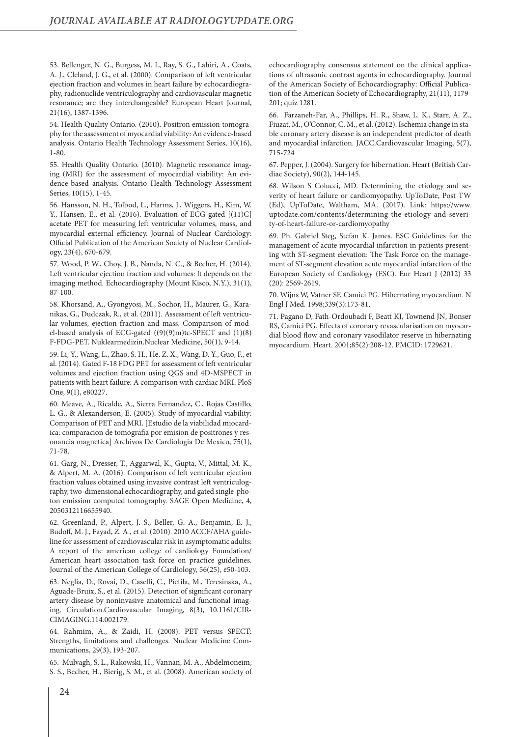53. Bellenger, N. G., Burgess, M. I., Ray, S. G., Lahiri, A., Coats, A. J., Cleland, J. G., et al. (2000). Comparison of left ventricular ejection fraction and volumes in heart failure by echocardiography, radionuclide ventriculography and cardiovascular magnetic resonance; are they interchangeable? European Heart Journal, 21(16), 1387-1396.

54. Health Quality Ontario. (2010). Positron emission tomography for the assessment of myocardial viability: An evidence-based analysis. Ontario Health Technology Assessment Series, 10(16), 1-80.

55. Health Quality Ontario. (2010). Magnetic resonance imaging (MRI) for the assessment of myocardial viability: An evidence-based analysis. Ontario Health Technology Assessment Series, 10(15), 1-45.

56. Hansson, N. H., Tolbod, L., Harms, J., Wiggers, H., Kim, W. Y., Hansen, E., et al. (2016). Evaluation of ECG-gated [(11)C] acetate PET for measuring left ventricular volumes, mass, and myocardial external efficiency. Journal of Nuclear Cardiology: Official Publication of the American Society of Nuclear Cardiology, 23(4), 670-679.

57. Wood, P. W., Choy, J. B., Nanda, N. C., & Becher, H. (2014). Left ventricular ejection fraction and volumes: It depends on the imaging method. Echocardiography (Mount Kisco, N.Y.), 31(1), 87-100.

58. Khorsand, A., Gyongyosi, M., Sochor, H., Maurer, G., Karanikas, G., Dudczak, R., et al. (2011). Assessment of left ventricular volumes, ejection fraction and mass. Comparison of model-based analysis of ECG-gated ((9)(9)m)tc-SPECT and (1)(8) F-FDG-PET. Nuklearmedizin.Nuclear Medicine, 50(1), 9-14.

59. Li, Y., Wang, L., Zhao, S. H., He, Z. X., Wang, D. Y., Guo, F., et al. (2014). Gated F-18 FDG PET for assessment of left ventricular volumes and ejection fraction using QGS and 4D-MSPECT in patients with heart failure: A comparison with cardiac MRI. PloS One, 9(1), e80227.

60. Meave, A., Ricalde, A., Sierra Fernandez, C., Rojas Castillo, L. G., & Alexanderson, E. (2005). Study of myocardial viability: Comparison of PET and MRI. [Estudio de la viabilidad miocardica: comparacion de tomografia por emision de positrones y resonancia magnetica] Archivos De Cardiologia De Mexico, 75(1), 71-78.

61. Garg, N., Dresser, T., Aggarwal, K., Gupta, V., Mittal, M. K., & Alpert, M. A. (2016). Comparison of left ventricular ejection fraction values obtained using invasive contrast left ventriculography, two-dimensional echocardiography, and gated single-photon emission computed tomography. SAGE Open Medicine, 4, 2050312116655940.

62. Greenland, P., Alpert, J. S., Beller, G. A., Benjamin, E. J., Budoff, M. J., Fayad, Z. A., et al. (2010). 2010 ACCF/AHA guideline for assessment of cardiovascular risk in asymptomatic adults: A report of the american college of cardiology Foundation/ American heart association task force on practice guidelines. Journal of the American College of Cardiology, 56(25), e50-103.

63. Neglia, D., Rovai, D., Caselli, C., Pietila, M., Teresinska, A., Aguade-Bruix, S., et al. (2015). Detection of significant coronary artery disease by noninvasive anatomical and functional imaging. Circulation.Cardiovascular Imaging, 8(3), 10.1161/CIRCIMAGING.114.002179.

64. Rahmim, A., & Zaidi, H. (2008). PET versus SPECT: Strengths, limitations and challenges. Nuclear Medicine Communications, 29(3), 193-207.

65. Mulvagh, S. L., Rakowski, H., Vannan, M. A., Abdelmoneim, S. S., Becher, H., Bierig, S. M., et al. (2008). American society of echocardiography consensus statement on the clinical applications of ultrasonic contrast agents in echocardiography. Journal of the American Society of Echocardiography: Official Publication of the American Society of Echocardiography, 21(11), 1179-201; quiz 1281.

66. Farzaneh-Far, A., Phillips, H. R., Shaw, L. K., Starr, A. Z., Fiuzat, M., O'Connor, C. M., et al. (2012). Ischemia change in stable coronary artery disease is an independent predictor of death and myocardial infarction. JACC.Cardiovascular Imaging, 5(7), 715-724

67. Pepper, J. (2004). Surgery for hibernation. Heart (British Cardiac Society), 90(2), 144-145.

68. Wilson S Colucci, MD. Determining the etiology and severity of heart failure or cardiomyopathy. UpToDate, Post TW (Ed), UpToDate, Waltham, MA. (2017). Link: https://www.uptodate.com/contents/determining-the-etiology-and-severity-of-heart-failure-or-cardiomyopathy

69. Ph. Gabriel Steg, Stefan K. James. ESC Guidelines for the management of acute myocardial infarction in patients presenting with ST-segment elevation: The Task Force on the management of ST-segment elevation acute myocardial infarction of the European Society of Cardiology (ESC). Eur Heart J (2012) 33 (20): 2569-2619.

70. Wijns W, Vatner SF, Camici PG. Hibernating myocardium. N Engl J Med. 1998;339(3):173-81.

71. Pagano D, Fath-Ordoubadi F, Beatt KJ, Townend JN, Bonser RS, Camici PG. Effects of coronary revascularisation on myocardial blood flow and coronary vasodilator reserve in hibernating myocardium. Heart. 2001;85(2):208-12. PMCID: 1729621.